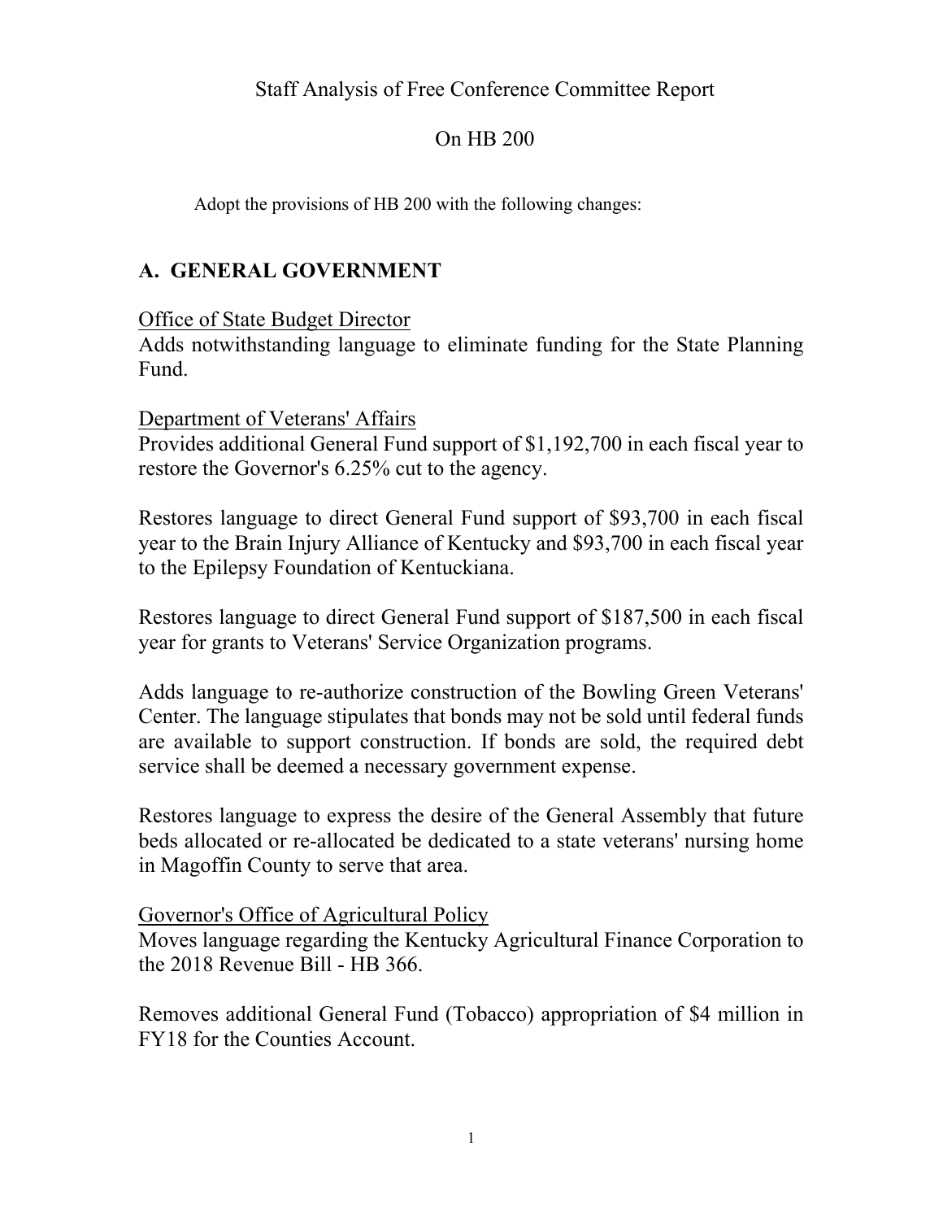# Staff Analysis of Free Conference Committee Report

# On HB 200

Adopt the provisions of HB 200 with the following changes:

## A. GENERAL GOVERNMENT

Office of State Budget Director
Adds notwithstanding language to eliminate funding for the State Planning Fund.

Department of Veterans' Affairs
Provides additional General Fund support of $1,192,700 in each fiscal year to restore the Governor's 6.25% cut to the agency.

Restores language to direct General Fund support of $93,700 in each fiscal year to the Brain Injury Alliance of Kentucky and $93,700 in each fiscal year to the Epilepsy Foundation of Kentuckiana.

Restores language to direct General Fund support of $187,500 in each fiscal year for grants to Veterans' Service Organization programs.

Adds language to re-authorize construction of the Bowling Green Veterans' Center. The language stipulates that bonds may not be sold until federal funds are available to support construction. If bonds are sold, the required debt service shall be deemed a necessary government expense.

Restores language to express the desire of the General Assembly that future beds allocated or re-allocated be dedicated to a state veterans' nursing home in Magoffin County to serve that area.

Governor's Office of Agricultural Policy
Moves language regarding the Kentucky Agricultural Finance Corporation to the 2018 Revenue Bill - HB 366.

Removes additional General Fund (Tobacco) appropriation of $4 million in FY18 for the Counties Account.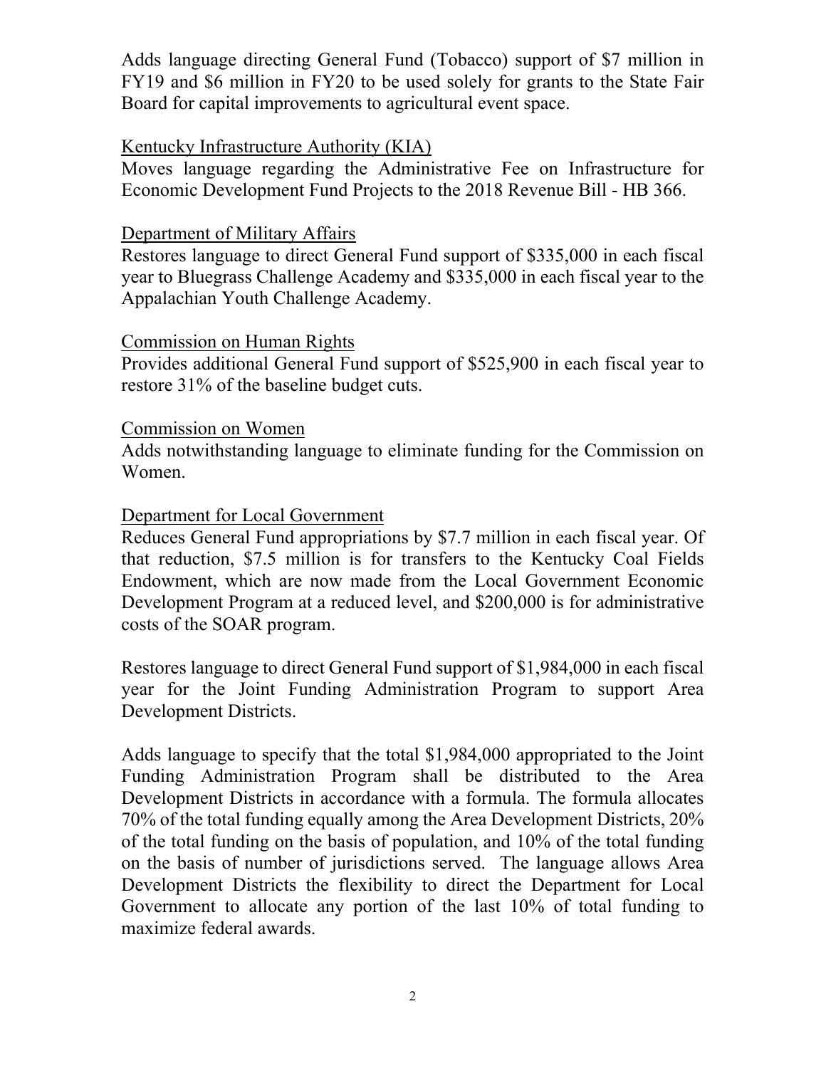Adds language directing General Fund (Tobacco) support of $7 million in FY19 and $6 million in FY20 to be used solely for grants to the State Fair Board for capital improvements to agricultural event space.

<u>Kentucky Infrastructure Authority (KIA)</u>

Moves language regarding the Administrative Fee on Infrastructure for Economic Development Fund Projects to the 2018 Revenue Bill - HB 366.

<u>Department of Military Affairs</u>

Restores language to direct General Fund support of $335,000 in each fiscal year to Bluegrass Challenge Academy and $335,000 in each fiscal year to the Appalachian Youth Challenge Academy.

<u>Commission on Human Rights</u>

Provides additional General Fund support of $525,900 in each fiscal year to restore 31% of the baseline budget cuts.

<u>Commission on Women</u>

Adds notwithstanding language to eliminate funding for the Commission on Women.

<u>Department for Local Government</u>

Reduces General Fund appropriations by $7.7 million in each fiscal year. Of that reduction, $7.5 million is for transfers to the Kentucky Coal Fields Endowment, which are now made from the Local Government Economic Development Program at a reduced level, and $200,000 is for administrative costs of the SOAR program.

Restores language to direct General Fund support of $1,984,000 in each fiscal year for the Joint Funding Administration Program to support Area Development Districts.

Adds language to specify that the total $1,984,000 appropriated to the Joint Funding Administration Program shall be distributed to the Area Development Districts in accordance with a formula. The formula allocates 70% of the total funding equally among the Area Development Districts, 20% of the total funding on the basis of population, and 10% of the total funding on the basis of number of jurisdictions served. The language allows Area Development Districts the flexibility to direct the Department for Local Government to allocate any portion of the last 10% of total funding to maximize federal awards.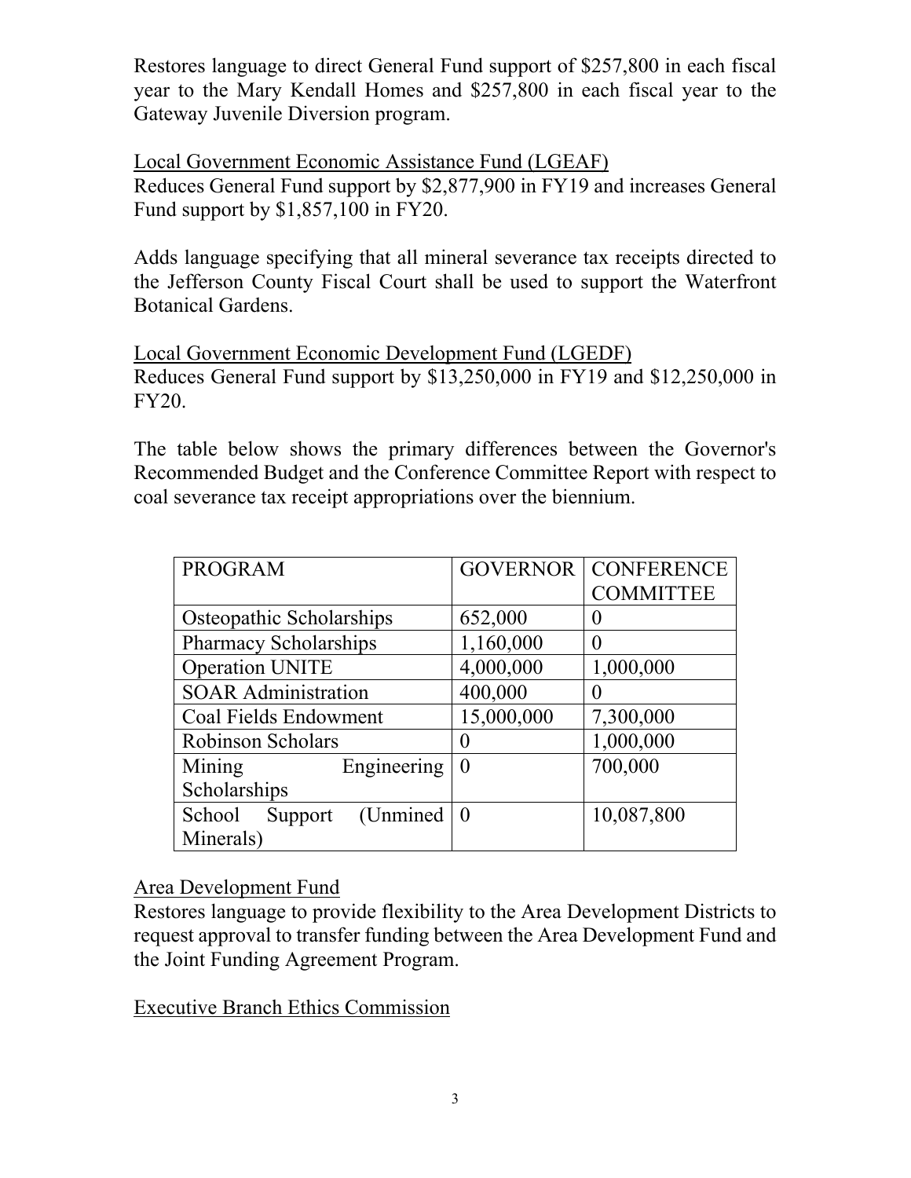Restores language to direct General Fund support of $257,800 in each fiscal year to the Mary Kendall Homes and $257,800 in each fiscal year to the Gateway Juvenile Diversion program.

Local Government Economic Assistance Fund (LGEAF)

Reduces General Fund support by $2,877,900 in FY19 and increases General Fund support by $1,857,100 in FY20.

Adds language specifying that all mineral severance tax receipts directed to the Jefferson County Fiscal Court shall be used to support the Waterfront Botanical Gardens.

Local Government Economic Development Fund (LGEDF)

Reduces General Fund support by $13,250,000 in FY19 and $12,250,000 in FY20.

The table below shows the primary differences between the Governor's Recommended Budget and the Conference Committee Report with respect to coal severance tax receipt appropriations over the biennium.

| PROGRAM | GOVERNOR | CONFERENCE COMMITTEE |
|---|---|---|
| Osteopathic Scholarships | 652,000 | 0 |
| Pharmacy Scholarships | 1,160,000 | 0 |
| Operation UNITE | 4,000,000 | 1,000,000 |
| SOAR Administration | 400,000 | 0 |
| Coal Fields Endowment | 15,000,000 | 7,300,000 |
| Robinson Scholars | 0 | 1,000,000 |
| Mining Engineering Scholarships | 0 | 700,000 |
| School Support (Unmined Minerals) | 0 | 10,087,800 |

Area Development Fund

Restores language to provide flexibility to the Area Development Districts to request approval to transfer funding between the Area Development Fund and the Joint Funding Agreement Program.

Executive Branch Ethics Commission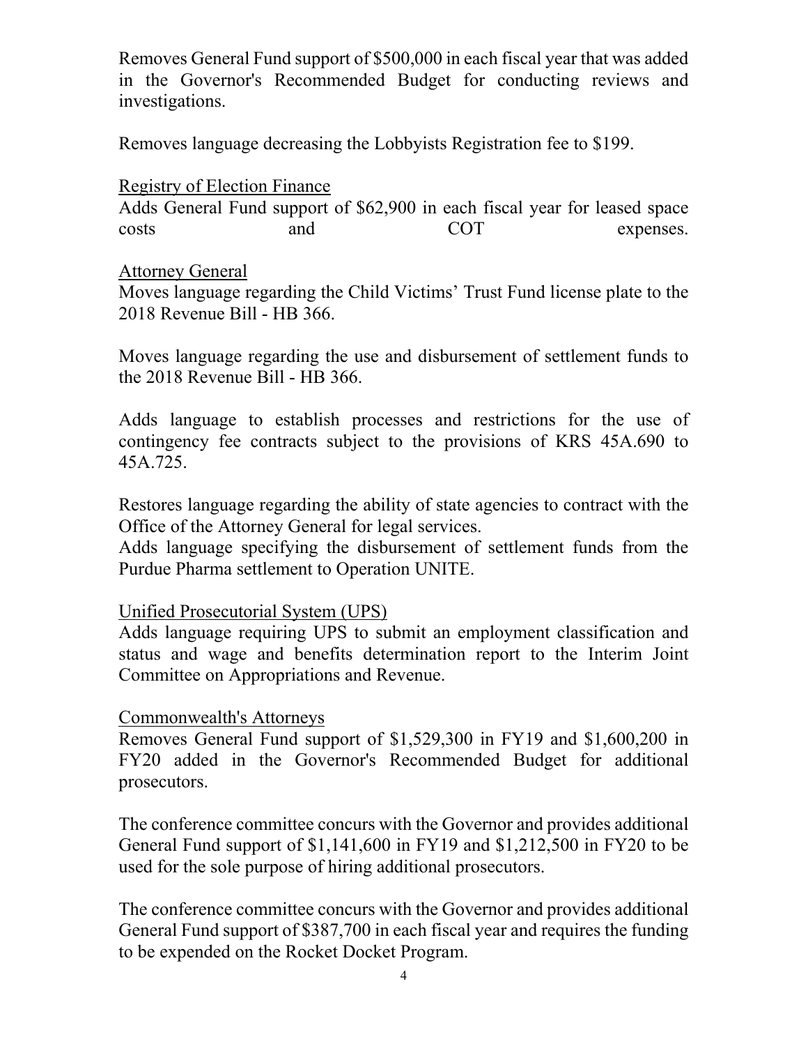Removes General Fund support of $500,000 in each fiscal year that was added in the Governor's Recommended Budget for conducting reviews and investigations.

Removes language decreasing the Lobbyists Registration fee to $199.

Registry of Election Finance

Adds General Fund support of $62,900 in each fiscal year for leased space costs and COT expenses.

Attorney General

Moves language regarding the Child Victims' Trust Fund license plate to the 2018 Revenue Bill - HB 366.

Moves language regarding the use and disbursement of settlement funds to the 2018 Revenue Bill - HB 366.

Adds language to establish processes and restrictions for the use of contingency fee contracts subject to the provisions of KRS 45A.690 to 45A.725.

Restores language regarding the ability of state agencies to contract with the Office of the Attorney General for legal services.

Adds language specifying the disbursement of settlement funds from the Purdue Pharma settlement to Operation UNITE.

Unified Prosecutorial System (UPS)

Adds language requiring UPS to submit an employment classification and status and wage and benefits determination report to the Interim Joint Committee on Appropriations and Revenue.

Commonwealth's Attorneys

Removes General Fund support of $1,529,300 in FY19 and $1,600,200 in FY20 added in the Governor's Recommended Budget for additional prosecutors.

The conference committee concurs with the Governor and provides additional General Fund support of $1,141,600 in FY19 and $1,212,500 in FY20 to be used for the sole purpose of hiring additional prosecutors.

The conference committee concurs with the Governor and provides additional General Fund support of $387,700 in each fiscal year and requires the funding to be expended on the Rocket Docket Program.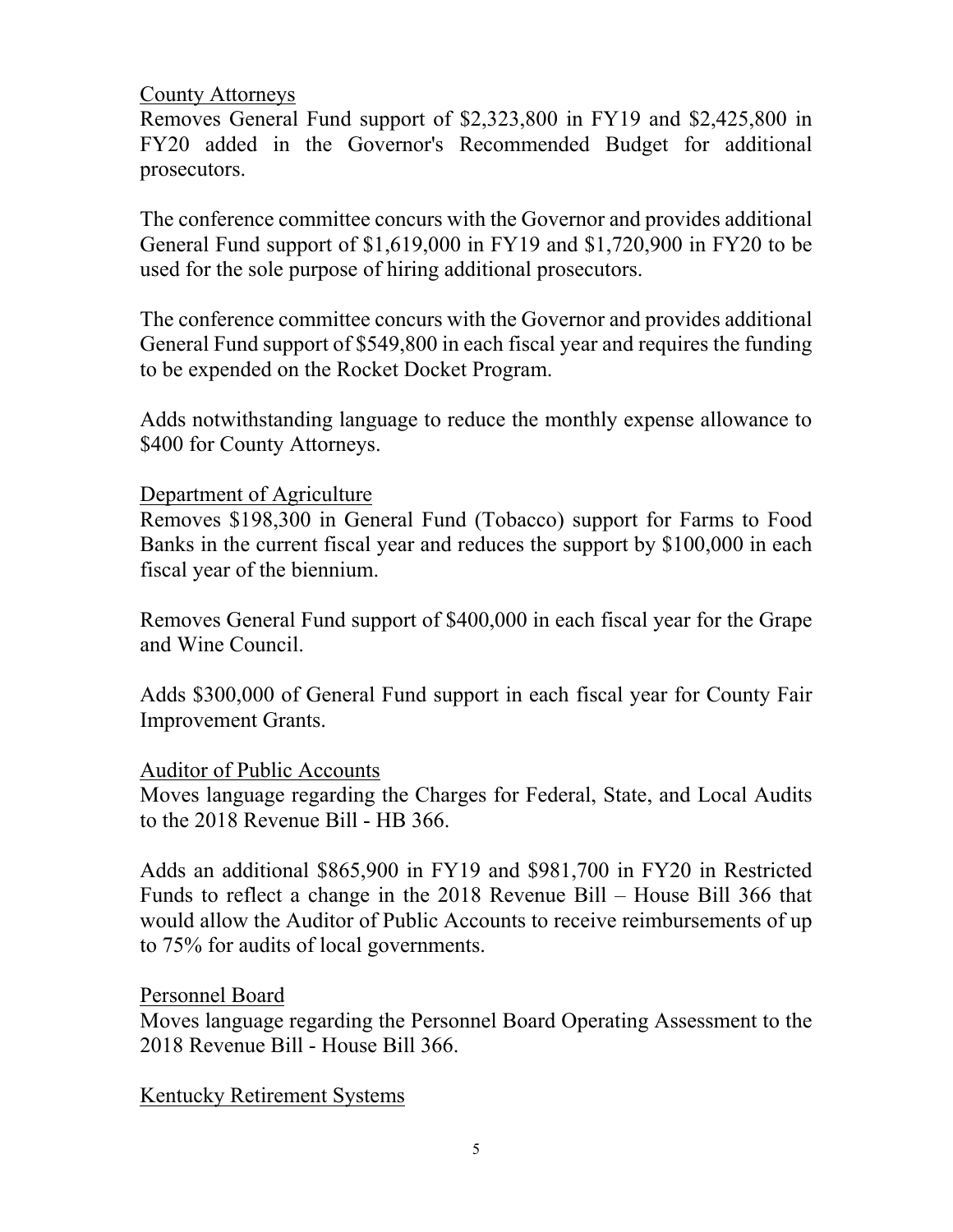<u>County Attorneys</u>

Removes General Fund support of $2,323,800 in FY19 and $2,425,800 in FY20 added in the Governor's Recommended Budget for additional prosecutors.

The conference committee concurs with the Governor and provides additional General Fund support of $1,619,000 in FY19 and $1,720,900 in FY20 to be used for the sole purpose of hiring additional prosecutors.

The conference committee concurs with the Governor and provides additional General Fund support of $549,800 in each fiscal year and requires the funding to be expended on the Rocket Docket Program.

Adds notwithstanding language to reduce the monthly expense allowance to $400 for County Attorneys.

<u>Department of Agriculture</u>

Removes $198,300 in General Fund (Tobacco) support for Farms to Food Banks in the current fiscal year and reduces the support by $100,000 in each fiscal year of the biennium.

Removes General Fund support of $400,000 in each fiscal year for the Grape and Wine Council.

Adds $300,000 of General Fund support in each fiscal year for County Fair Improvement Grants.

<u>Auditor of Public Accounts</u>

Moves language regarding the Charges for Federal, State, and Local Audits to the 2018 Revenue Bill - HB 366.

Adds an additional $865,900 in FY19 and $981,700 in FY20 in Restricted Funds to reflect a change in the 2018 Revenue Bill – House Bill 366 that would allow the Auditor of Public Accounts to receive reimbursements of up to 75% for audits of local governments.

<u>Personnel Board</u>

Moves language regarding the Personnel Board Operating Assessment to the 2018 Revenue Bill - House Bill 366.

<u>Kentucky Retirement Systems</u>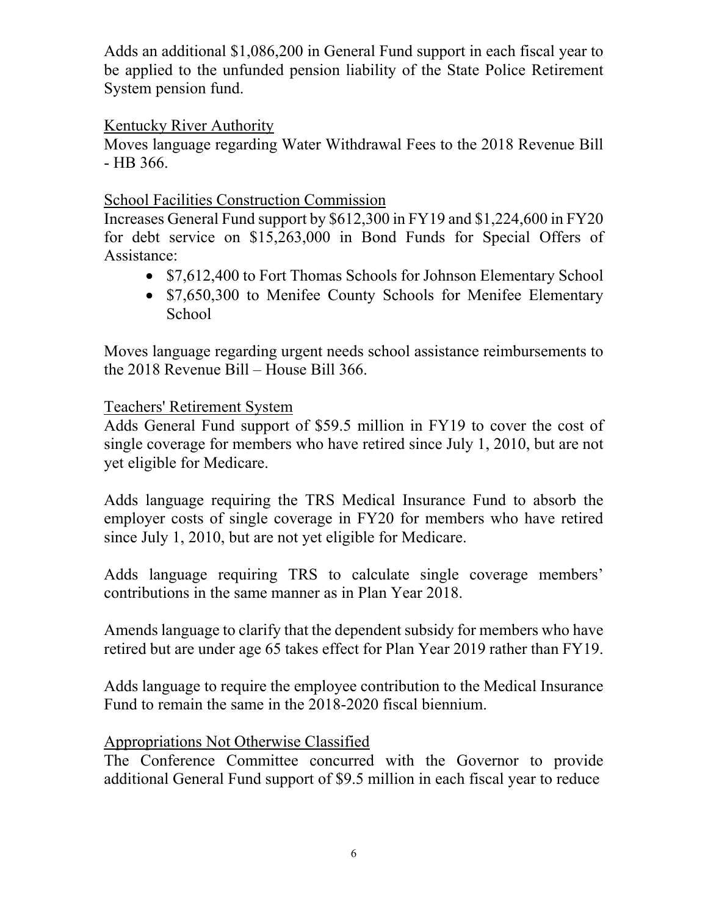Adds an additional $1,086,200 in General Fund support in each fiscal year to be applied to the unfunded pension liability of the State Police Retirement System pension fund.

Kentucky River Authority

Moves language regarding Water Withdrawal Fees to the 2018 Revenue Bill - HB 366.

School Facilities Construction Commission

Increases General Fund support by $612,300 in FY19 and $1,224,600 in FY20 for debt service on $15,263,000 in Bond Funds for Special Offers of Assistance:

- $7,612,400 to Fort Thomas Schools for Johnson Elementary School
- $7,650,300 to Menifee County Schools for Menifee Elementary School

Moves language regarding urgent needs school assistance reimbursements to the 2018 Revenue Bill – House Bill 366.

Teachers' Retirement System

Adds General Fund support of $59.5 million in FY19 to cover the cost of single coverage for members who have retired since July 1, 2010, but are not yet eligible for Medicare.

Adds language requiring the TRS Medical Insurance Fund to absorb the employer costs of single coverage in FY20 for members who have retired since July 1, 2010, but are not yet eligible for Medicare.

Adds language requiring TRS to calculate single coverage members' contributions in the same manner as in Plan Year 2018.

Amends language to clarify that the dependent subsidy for members who have retired but are under age 65 takes effect for Plan Year 2019 rather than FY19.

Adds language to require the employee contribution to the Medical Insurance Fund to remain the same in the 2018-2020 fiscal biennium.

Appropriations Not Otherwise Classified

The Conference Committee concurred with the Governor to provide additional General Fund support of $9.5 million in each fiscal year to reduce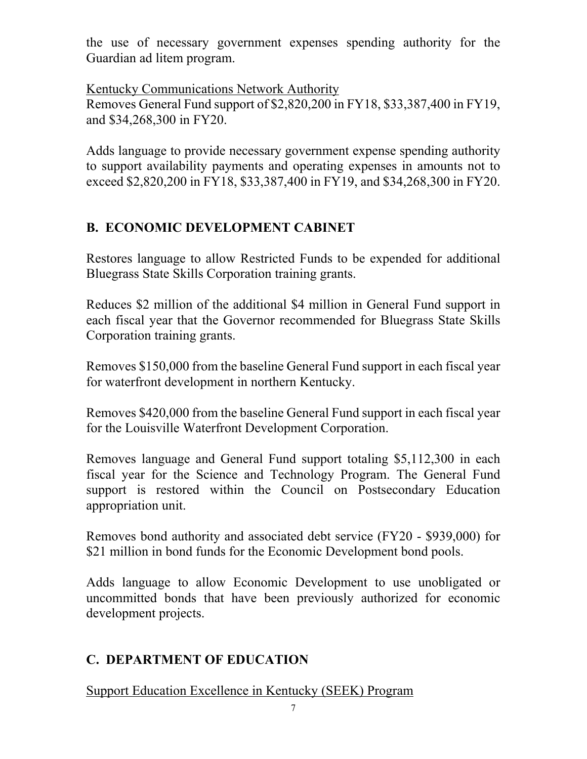the use of necessary government expenses spending authority for the Guardian ad litem program.

Kentucky Communications Network Authority

Removes General Fund support of $2,820,200 in FY18, $33,387,400 in FY19, and $34,268,300 in FY20.

Adds language to provide necessary government expense spending authority to support availability payments and operating expenses in amounts not to exceed $2,820,200 in FY18, $33,387,400 in FY19, and $34,268,300 in FY20.

## B. ECONOMIC DEVELOPMENT CABINET

Restores language to allow Restricted Funds to be expended for additional Bluegrass State Skills Corporation training grants.

Reduces $2 million of the additional $4 million in General Fund support in each fiscal year that the Governor recommended for Bluegrass State Skills Corporation training grants.

Removes $150,000 from the baseline General Fund support in each fiscal year for waterfront development in northern Kentucky.

Removes $420,000 from the baseline General Fund support in each fiscal year for the Louisville Waterfront Development Corporation.

Removes language and General Fund support totaling $5,112,300 in each fiscal year for the Science and Technology Program. The General Fund support is restored within the Council on Postsecondary Education appropriation unit.

Removes bond authority and associated debt service (FY20 - $939,000) for $21 million in bond funds for the Economic Development bond pools.

Adds language to allow Economic Development to use unobligated or uncommitted bonds that have been previously authorized for economic development projects.

## C. DEPARTMENT OF EDUCATION

Support Education Excellence in Kentucky (SEEK) Program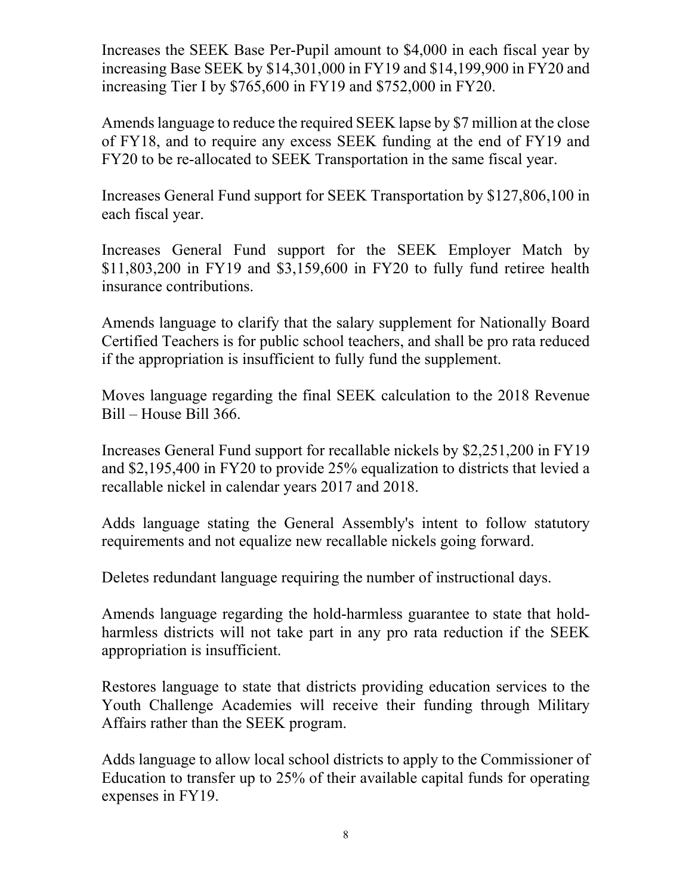Increases the SEEK Base Per-Pupil amount to $4,000 in each fiscal year by increasing Base SEEK by $14,301,000 in FY19 and $14,199,900 in FY20 and increasing Tier I by $765,600 in FY19 and $752,000 in FY20.

Amends language to reduce the required SEEK lapse by $7 million at the close of FY18, and to require any excess SEEK funding at the end of FY19 and FY20 to be re-allocated to SEEK Transportation in the same fiscal year.

Increases General Fund support for SEEK Transportation by $127,806,100 in each fiscal year.

Increases General Fund support for the SEEK Employer Match by $11,803,200 in FY19 and $3,159,600 in FY20 to fully fund retiree health insurance contributions.

Amends language to clarify that the salary supplement for Nationally Board Certified Teachers is for public school teachers, and shall be pro rata reduced if the appropriation is insufficient to fully fund the supplement.

Moves language regarding the final SEEK calculation to the 2018 Revenue Bill – House Bill 366.

Increases General Fund support for recallable nickels by $2,251,200 in FY19 and $2,195,400 in FY20 to provide 25% equalization to districts that levied a recallable nickel in calendar years 2017 and 2018.

Adds language stating the General Assembly's intent to follow statutory requirements and not equalize new recallable nickels going forward.

Deletes redundant language requiring the number of instructional days.

Amends language regarding the hold-harmless guarantee to state that hold-harmless districts will not take part in any pro rata reduction if the SEEK appropriation is insufficient.

Restores language to state that districts providing education services to the Youth Challenge Academies will receive their funding through Military Affairs rather than the SEEK program.

Adds language to allow local school districts to apply to the Commissioner of Education to transfer up to 25% of their available capital funds for operating expenses in FY19.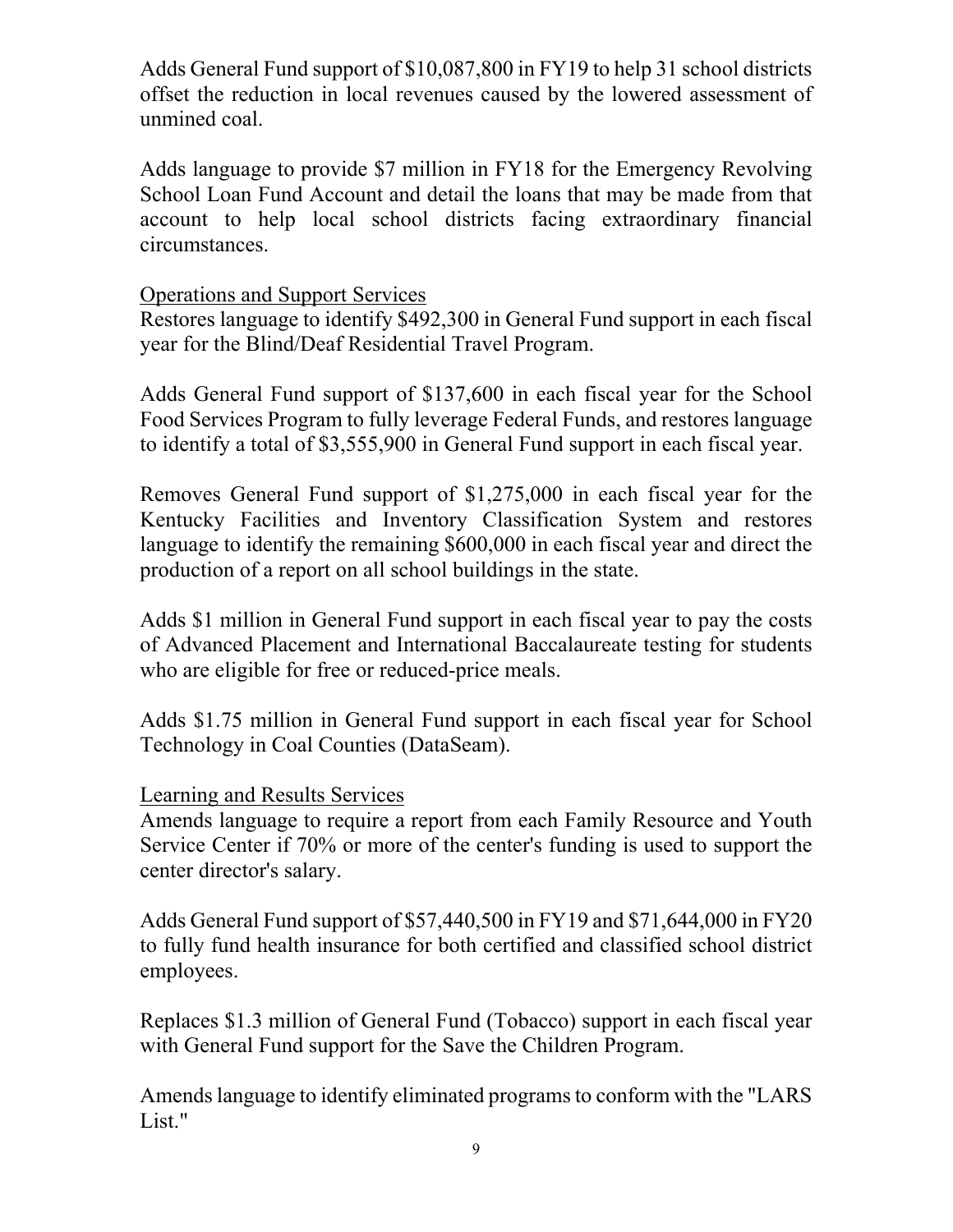Adds General Fund support of $10,087,800 in FY19 to help 31 school districts offset the reduction in local revenues caused by the lowered assessment of unmined coal.

Adds language to provide $7 million in FY18 for the Emergency Revolving School Loan Fund Account and detail the loans that may be made from that account to help local school districts facing extraordinary financial circumstances.

<u>Operations and Support Services</u>

Restores language to identify $492,300 in General Fund support in each fiscal year for the Blind/Deaf Residential Travel Program.

Adds General Fund support of $137,600 in each fiscal year for the School Food Services Program to fully leverage Federal Funds, and restores language to identify a total of $3,555,900 in General Fund support in each fiscal year.

Removes General Fund support of $1,275,000 in each fiscal year for the Kentucky Facilities and Inventory Classification System and restores language to identify the remaining $600,000 in each fiscal year and direct the production of a report on all school buildings in the state.

Adds $1 million in General Fund support in each fiscal year to pay the costs of Advanced Placement and International Baccalaureate testing for students who are eligible for free or reduced-price meals.

Adds $1.75 million in General Fund support in each fiscal year for School Technology in Coal Counties (DataSeam).

<u>Learning and Results Services</u>

Amends language to require a report from each Family Resource and Youth Service Center if 70% or more of the center's funding is used to support the center director's salary.

Adds General Fund support of $57,440,500 in FY19 and $71,644,000 in FY20 to fully fund health insurance for both certified and classified school district employees.

Replaces $1.3 million of General Fund (Tobacco) support in each fiscal year with General Fund support for the Save the Children Program.

Amends language to identify eliminated programs to conform with the "LARS List."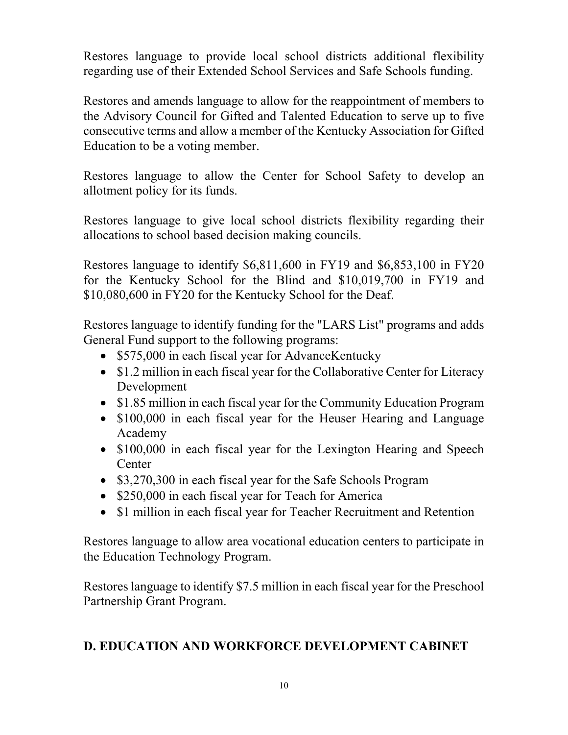Restores language to provide local school districts additional flexibility regarding use of their Extended School Services and Safe Schools funding.

Restores and amends language to allow for the reappointment of members to the Advisory Council for Gifted and Talented Education to serve up to five consecutive terms and allow a member of the Kentucky Association for Gifted Education to be a voting member.

Restores language to allow the Center for School Safety to develop an allotment policy for its funds.

Restores language to give local school districts flexibility regarding their allocations to school based decision making councils.

Restores language to identify $6,811,600 in FY19 and $6,853,100 in FY20 for the Kentucky School for the Blind and $10,019,700 in FY19 and $10,080,600 in FY20 for the Kentucky School for the Deaf.

Restores language to identify funding for the "LARS List" programs and adds General Fund support to the following programs:

- $575,000 in each fiscal year for AdvanceKentucky
- $1.2 million in each fiscal year for the Collaborative Center for Literacy Development
- $1.85 million in each fiscal year for the Community Education Program
- $100,000 in each fiscal year for the Heuser Hearing and Language Academy
- $100,000 in each fiscal year for the Lexington Hearing and Speech Center
- $3,270,300 in each fiscal year for the Safe Schools Program
- $250,000 in each fiscal year for Teach for America
- $1 million in each fiscal year for Teacher Recruitment and Retention

Restores language to allow area vocational education centers to participate in the Education Technology Program.

Restores language to identify $7.5 million in each fiscal year for the Preschool Partnership Grant Program.

## D. EDUCATION AND WORKFORCE DEVELOPMENT CABINET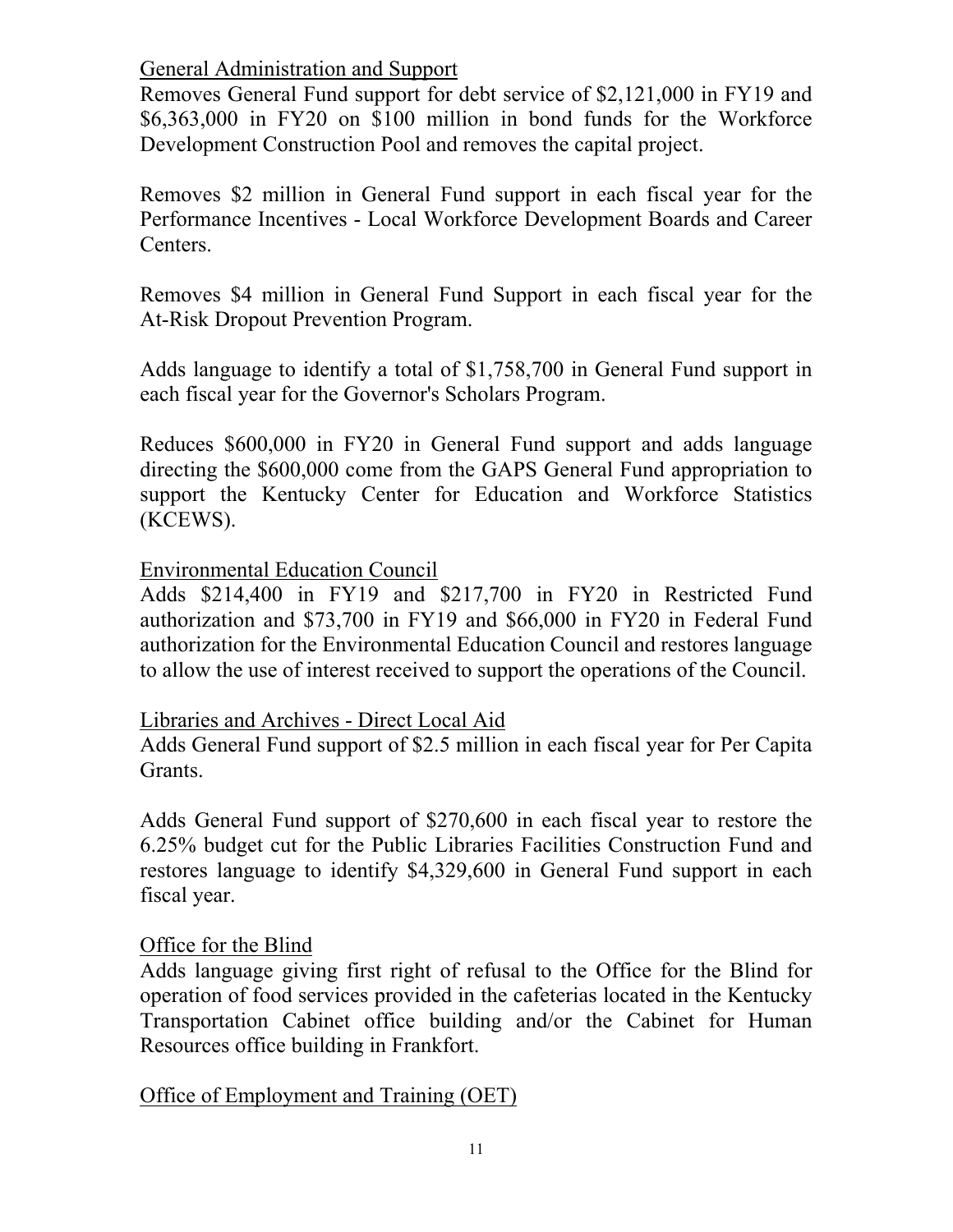General Administration and Support

Removes General Fund support for debt service of $2,121,000 in FY19 and $6,363,000 in FY20 on $100 million in bond funds for the Workforce Development Construction Pool and removes the capital project.

Removes $2 million in General Fund support in each fiscal year for the Performance Incentives - Local Workforce Development Boards and Career Centers.

Removes $4 million in General Fund Support in each fiscal year for the At-Risk Dropout Prevention Program.

Adds language to identify a total of $1,758,700 in General Fund support in each fiscal year for the Governor's Scholars Program.

Reduces $600,000 in FY20 in General Fund support and adds language directing the $600,000 come from the GAPS General Fund appropriation to support the Kentucky Center for Education and Workforce Statistics (KCEWS).

Environmental Education Council

Adds $214,400 in FY19 and $217,700 in FY20 in Restricted Fund authorization and $73,700 in FY19 and $66,000 in FY20 in Federal Fund authorization for the Environmental Education Council and restores language to allow the use of interest received to support the operations of the Council.

Libraries and Archives - Direct Local Aid

Adds General Fund support of $2.5 million in each fiscal year for Per Capita Grants.

Adds General Fund support of $270,600 in each fiscal year to restore the 6.25% budget cut for the Public Libraries Facilities Construction Fund and restores language to identify $4,329,600 in General Fund support in each fiscal year.

Office for the Blind

Adds language giving first right of refusal to the Office for the Blind for operation of food services provided in the cafeterias located in the Kentucky Transportation Cabinet office building and/or the Cabinet for Human Resources office building in Frankfort.

Office of Employment and Training (OET)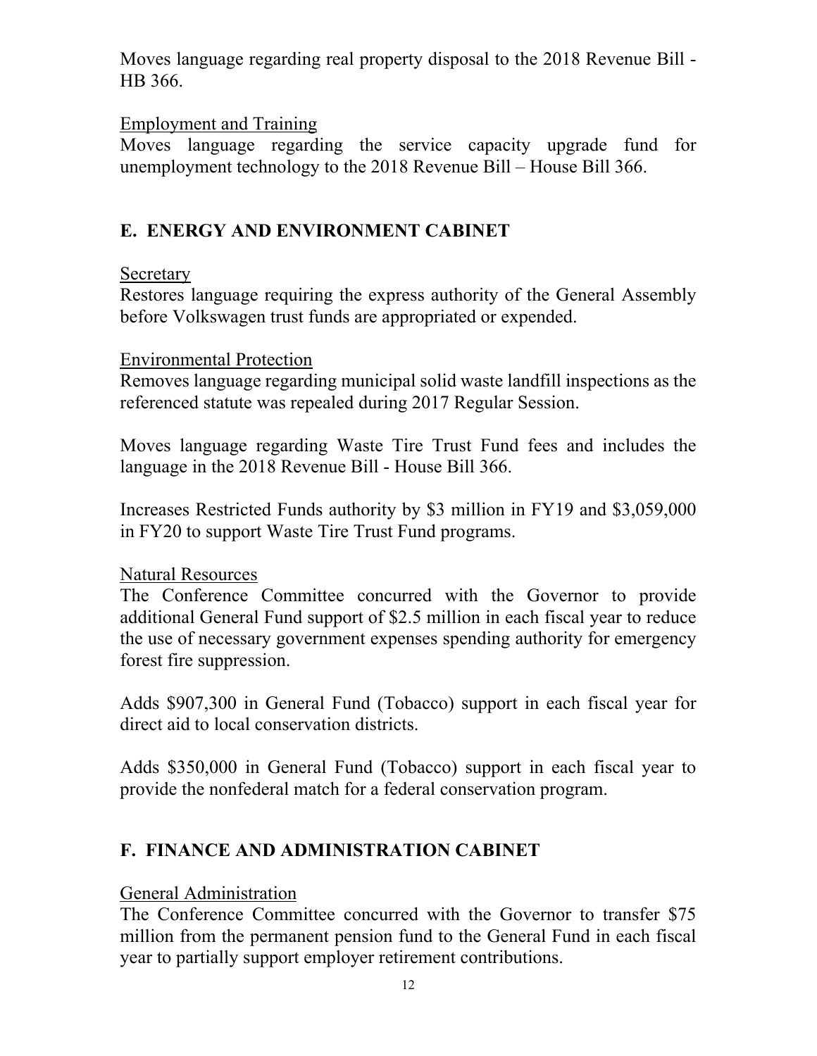Moves language regarding real property disposal to the 2018 Revenue Bill - HB 366.

Employment and Training

Moves language regarding the service capacity upgrade fund for unemployment technology to the 2018 Revenue Bill – House Bill 366.

## E. ENERGY AND ENVIRONMENT CABINET

Secretary

Restores language requiring the express authority of the General Assembly before Volkswagen trust funds are appropriated or expended.

Environmental Protection

Removes language regarding municipal solid waste landfill inspections as the referenced statute was repealed during 2017 Regular Session.

Moves language regarding Waste Tire Trust Fund fees and includes the language in the 2018 Revenue Bill - House Bill 366.

Increases Restricted Funds authority by $3 million in FY19 and $3,059,000 in FY20 to support Waste Tire Trust Fund programs.

Natural Resources

The Conference Committee concurred with the Governor to provide additional General Fund support of $2.5 million in each fiscal year to reduce the use of necessary government expenses spending authority for emergency forest fire suppression.

Adds $907,300 in General Fund (Tobacco) support in each fiscal year for direct aid to local conservation districts.

Adds $350,000 in General Fund (Tobacco) support in each fiscal year to provide the nonfederal match for a federal conservation program.

## F. FINANCE AND ADMINISTRATION CABINET

General Administration

The Conference Committee concurred with the Governor to transfer $75 million from the permanent pension fund to the General Fund in each fiscal year to partially support employer retirement contributions.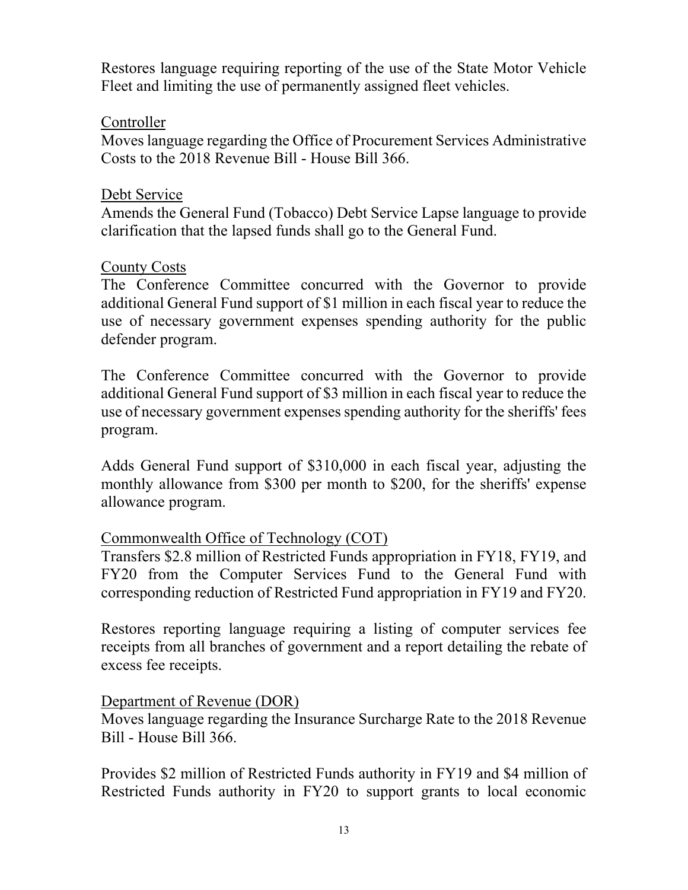Restores language requiring reporting of the use of the State Motor Vehicle Fleet and limiting the use of permanently assigned fleet vehicles.

<u>Controller</u>

Moves language regarding the Office of Procurement Services Administrative Costs to the 2018 Revenue Bill - House Bill 366.

<u>Debt Service</u>

Amends the General Fund (Tobacco) Debt Service Lapse language to provide clarification that the lapsed funds shall go to the General Fund.

<u>County Costs</u>

The Conference Committee concurred with the Governor to provide additional General Fund support of $1 million in each fiscal year to reduce the use of necessary government expenses spending authority for the public defender program.

The Conference Committee concurred with the Governor to provide additional General Fund support of $3 million in each fiscal year to reduce the use of necessary government expenses spending authority for the sheriffs' fees program.

Adds General Fund support of $310,000 in each fiscal year, adjusting the monthly allowance from $300 per month to $200, for the sheriffs' expense allowance program.

<u>Commonwealth Office of Technology (COT)</u>

Transfers $2.8 million of Restricted Funds appropriation in FY18, FY19, and FY20 from the Computer Services Fund to the General Fund with corresponding reduction of Restricted Fund appropriation in FY19 and FY20.

Restores reporting language requiring a listing of computer services fee receipts from all branches of government and a report detailing the rebate of excess fee receipts.

<u>Department of Revenue (DOR)</u>

Moves language regarding the Insurance Surcharge Rate to the 2018 Revenue Bill - House Bill 366.

Provides $2 million of Restricted Funds authority in FY19 and $4 million of Restricted Funds authority in FY20 to support grants to local economic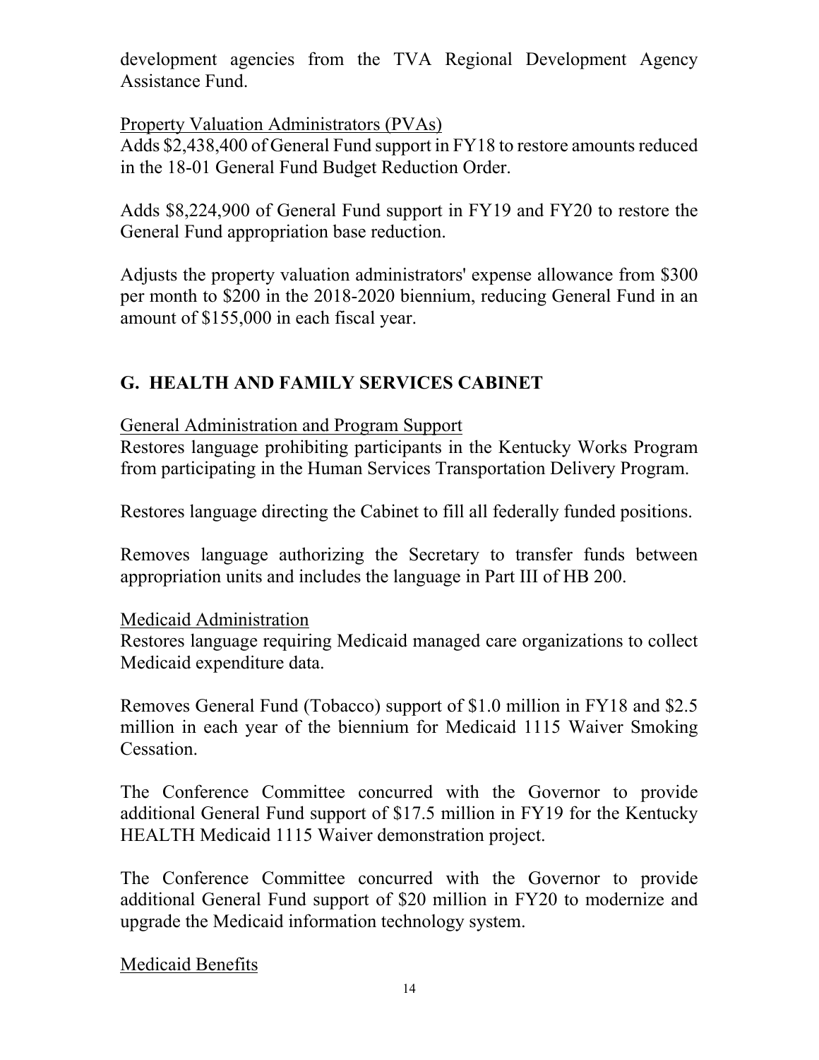development agencies from the TVA Regional Development Agency Assistance Fund.

Property Valuation Administrators (PVAs)

Adds $2,438,400 of General Fund support in FY18 to restore amounts reduced in the 18-01 General Fund Budget Reduction Order.

Adds $8,224,900 of General Fund support in FY19 and FY20 to restore the General Fund appropriation base reduction.

Adjusts the property valuation administrators' expense allowance from $300 per month to $200 in the 2018-2020 biennium, reducing General Fund in an amount of $155,000 in each fiscal year.

## G. HEALTH AND FAMILY SERVICES CABINET

General Administration and Program Support

Restores language prohibiting participants in the Kentucky Works Program from participating in the Human Services Transportation Delivery Program.

Restores language directing the Cabinet to fill all federally funded positions.

Removes language authorizing the Secretary to transfer funds between appropriation units and includes the language in Part III of HB 200.

Medicaid Administration

Restores language requiring Medicaid managed care organizations to collect Medicaid expenditure data.

Removes General Fund (Tobacco) support of $1.0 million in FY18 and $2.5 million in each year of the biennium for Medicaid 1115 Waiver Smoking Cessation.

The Conference Committee concurred with the Governor to provide additional General Fund support of $17.5 million in FY19 for the Kentucky HEALTH Medicaid 1115 Waiver demonstration project.

The Conference Committee concurred with the Governor to provide additional General Fund support of $20 million in FY20 to modernize and upgrade the Medicaid information technology system.

Medicaid Benefits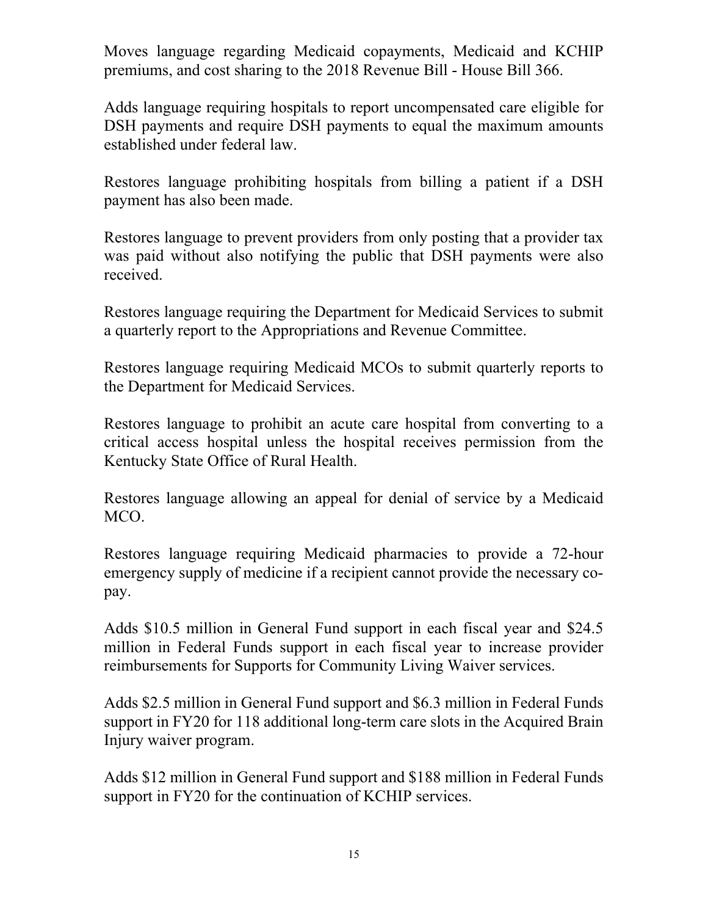Moves language regarding Medicaid copayments, Medicaid and KCHIP premiums, and cost sharing to the 2018 Revenue Bill - House Bill 366.

Adds language requiring hospitals to report uncompensated care eligible for DSH payments and require DSH payments to equal the maximum amounts established under federal law.

Restores language prohibiting hospitals from billing a patient if a DSH payment has also been made.

Restores language to prevent providers from only posting that a provider tax was paid without also notifying the public that DSH payments were also received.

Restores language requiring the Department for Medicaid Services to submit a quarterly report to the Appropriations and Revenue Committee.

Restores language requiring Medicaid MCOs to submit quarterly reports to the Department for Medicaid Services.

Restores language to prohibit an acute care hospital from converting to a critical access hospital unless the hospital receives permission from the Kentucky State Office of Rural Health.

Restores language allowing an appeal for denial of service by a Medicaid MCO.

Restores language requiring Medicaid pharmacies to provide a 72-hour emergency supply of medicine if a recipient cannot provide the necessary co-pay.

Adds $10.5 million in General Fund support in each fiscal year and $24.5 million in Federal Funds support in each fiscal year to increase provider reimbursements for Supports for Community Living Waiver services.

Adds $2.5 million in General Fund support and $6.3 million in Federal Funds support in FY20 for 118 additional long-term care slots in the Acquired Brain Injury waiver program.

Adds $12 million in General Fund support and $188 million in Federal Funds support in FY20 for the continuation of KCHIP services.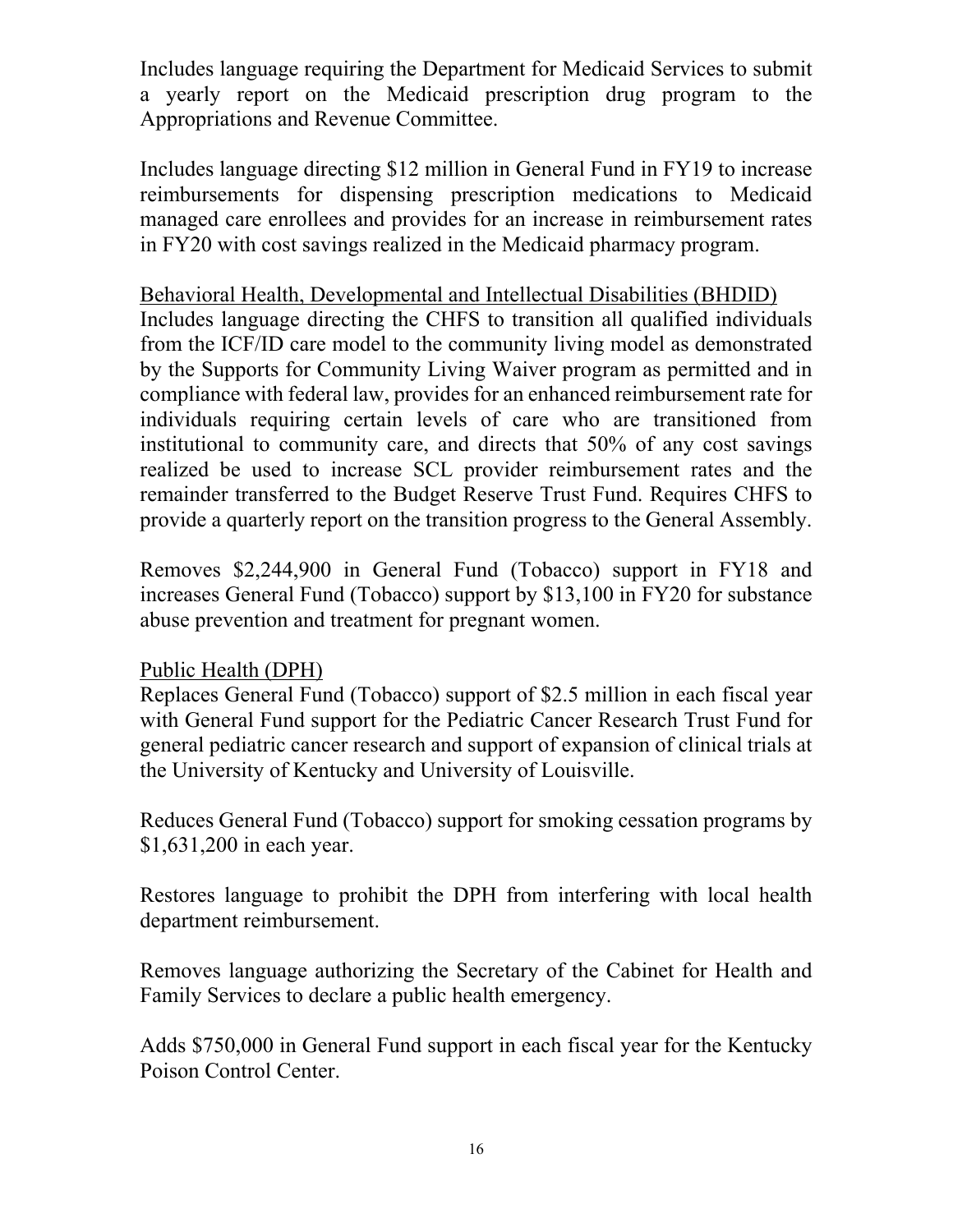Includes language requiring the Department for Medicaid Services to submit a yearly report on the Medicaid prescription drug program to the Appropriations and Revenue Committee.

Includes language directing $12 million in General Fund in FY19 to increase reimbursements for dispensing prescription medications to Medicaid managed care enrollees and provides for an increase in reimbursement rates in FY20 with cost savings realized in the Medicaid pharmacy program.

<u>Behavioral Health, Developmental and Intellectual Disabilities (BHDID)</u>

Includes language directing the CHFS to transition all qualified individuals from the ICF/ID care model to the community living model as demonstrated by the Supports for Community Living Waiver program as permitted and in compliance with federal law, provides for an enhanced reimbursement rate for individuals requiring certain levels of care who are transitioned from institutional to community care, and directs that 50% of any cost savings realized be used to increase SCL provider reimbursement rates and the remainder transferred to the Budget Reserve Trust Fund. Requires CHFS to provide a quarterly report on the transition progress to the General Assembly.

Removes $2,244,900 in General Fund (Tobacco) support in FY18 and increases General Fund (Tobacco) support by $13,100 in FY20 for substance abuse prevention and treatment for pregnant women.

<u>Public Health (DPH)</u>

Replaces General Fund (Tobacco) support of $2.5 million in each fiscal year with General Fund support for the Pediatric Cancer Research Trust Fund for general pediatric cancer research and support of expansion of clinical trials at the University of Kentucky and University of Louisville.

Reduces General Fund (Tobacco) support for smoking cessation programs by $1,631,200 in each year.

Restores language to prohibit the DPH from interfering with local health department reimbursement.

Removes language authorizing the Secretary of the Cabinet for Health and Family Services to declare a public health emergency.

Adds $750,000 in General Fund support in each fiscal year for the Kentucky Poison Control Center.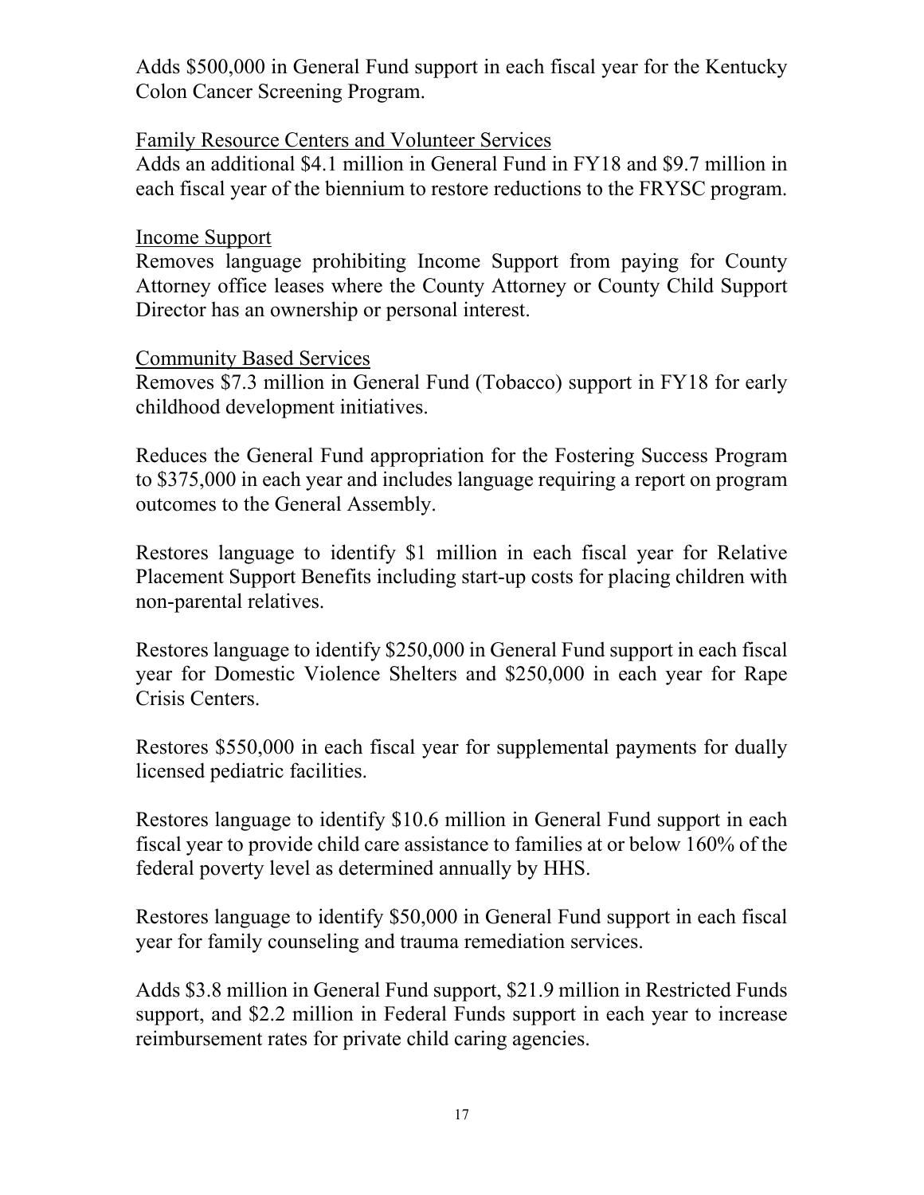Adds $500,000 in General Fund support in each fiscal year for the Kentucky Colon Cancer Screening Program.

<u>Family Resource Centers and Volunteer Services</u>

Adds an additional $4.1 million in General Fund in FY18 and $9.7 million in each fiscal year of the biennium to restore reductions to the FRYSC program.

<u>Income Support</u>

Removes language prohibiting Income Support from paying for County Attorney office leases where the County Attorney or County Child Support Director has an ownership or personal interest.

<u>Community Based Services</u>

Removes $7.3 million in General Fund (Tobacco) support in FY18 for early childhood development initiatives.

Reduces the General Fund appropriation for the Fostering Success Program to $375,000 in each year and includes language requiring a report on program outcomes to the General Assembly.

Restores language to identify $1 million in each fiscal year for Relative Placement Support Benefits including start-up costs for placing children with non-parental relatives.

Restores language to identify $250,000 in General Fund support in each fiscal year for Domestic Violence Shelters and $250,000 in each year for Rape Crisis Centers.

Restores $550,000 in each fiscal year for supplemental payments for dually licensed pediatric facilities.

Restores language to identify $10.6 million in General Fund support in each fiscal year to provide child care assistance to families at or below 160% of the federal poverty level as determined annually by HHS.

Restores language to identify $50,000 in General Fund support in each fiscal year for family counseling and trauma remediation services.

Adds $3.8 million in General Fund support, $21.9 million in Restricted Funds support, and $2.2 million in Federal Funds support in each year to increase reimbursement rates for private child caring agencies.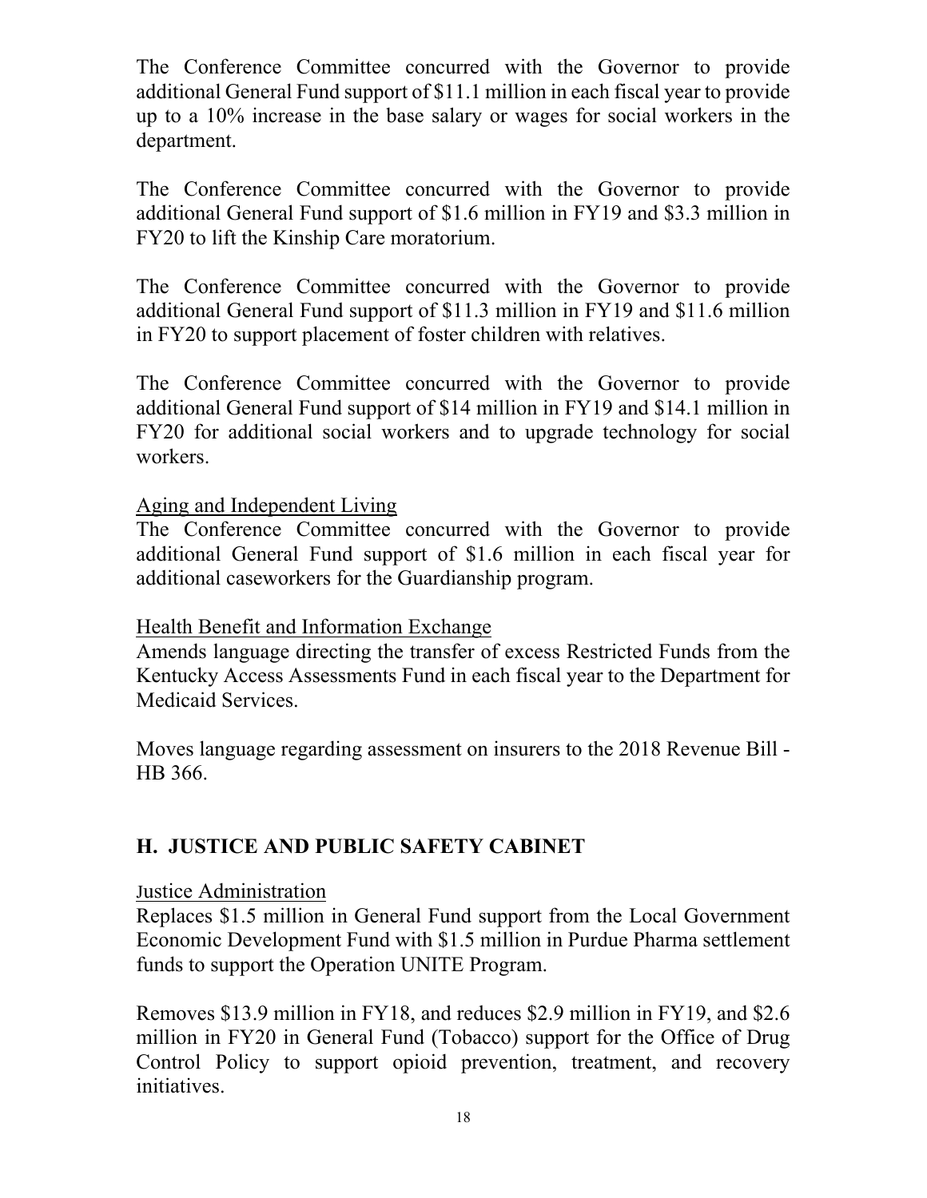The Conference Committee concurred with the Governor to provide additional General Fund support of $11.1 million in each fiscal year to provide up to a 10% increase in the base salary or wages for social workers in the department.

The Conference Committee concurred with the Governor to provide additional General Fund support of $1.6 million in FY19 and $3.3 million in FY20 to lift the Kinship Care moratorium.

The Conference Committee concurred with the Governor to provide additional General Fund support of $11.3 million in FY19 and $11.6 million in FY20 to support placement of foster children with relatives.

The Conference Committee concurred with the Governor to provide additional General Fund support of $14 million in FY19 and $14.1 million in FY20 for additional social workers and to upgrade technology for social workers.

<u>Aging and Independent Living</u>

The Conference Committee concurred with the Governor to provide additional General Fund support of $1.6 million in each fiscal year for additional caseworkers for the Guardianship program.

<u>Health Benefit and Information Exchange</u>

Amends language directing the transfer of excess Restricted Funds from the Kentucky Access Assessments Fund in each fiscal year to the Department for Medicaid Services.

Moves language regarding assessment on insurers to the 2018 Revenue Bill - HB 366.

## H. JUSTICE AND PUBLIC SAFETY CABINET

<u>Justice Administration</u>

Replaces $1.5 million in General Fund support from the Local Government Economic Development Fund with $1.5 million in Purdue Pharma settlement funds to support the Operation UNITE Program.

Removes $13.9 million in FY18, and reduces $2.9 million in FY19, and $2.6 million in FY20 in General Fund (Tobacco) support for the Office of Drug Control Policy to support opioid prevention, treatment, and recovery initiatives.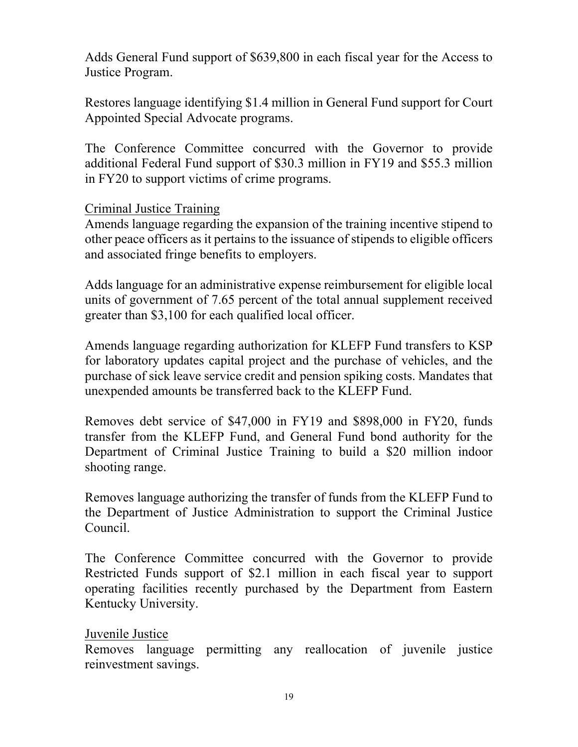Adds General Fund support of $639,800 in each fiscal year for the Access to Justice Program.

Restores language identifying $1.4 million in General Fund support for Court Appointed Special Advocate programs.

The Conference Committee concurred with the Governor to provide additional Federal Fund support of $30.3 million in FY19 and $55.3 million in FY20 to support victims of crime programs.

<u>Criminal Justice Training</u>
Amends language regarding the expansion of the training incentive stipend to other peace officers as it pertains to the issuance of stipends to eligible officers and associated fringe benefits to employers.

Adds language for an administrative expense reimbursement for eligible local units of government of 7.65 percent of the total annual supplement received greater than $3,100 for each qualified local officer.

Amends language regarding authorization for KLEFP Fund transfers to KSP for laboratory updates capital project and the purchase of vehicles, and the purchase of sick leave service credit and pension spiking costs. Mandates that unexpended amounts be transferred back to the KLEFP Fund.

Removes debt service of $47,000 in FY19 and $898,000 in FY20, funds transfer from the KLEFP Fund, and General Fund bond authority for the Department of Criminal Justice Training to build a $20 million indoor shooting range.

Removes language authorizing the transfer of funds from the KLEFP Fund to the Department of Justice Administration to support the Criminal Justice Council.

The Conference Committee concurred with the Governor to provide Restricted Funds support of $2.1 million in each fiscal year to support operating facilities recently purchased by the Department from Eastern Kentucky University.

<u>Juvenile Justice</u>
Removes language permitting any reallocation of juvenile justice reinvestment savings.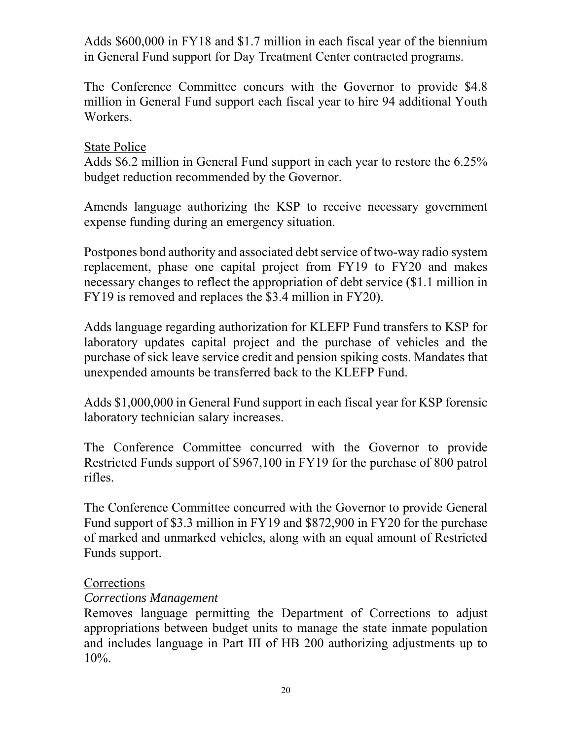Adds $600,000 in FY18 and $1.7 million in each fiscal year of the biennium in General Fund support for Day Treatment Center contracted programs.

The Conference Committee concurs with the Governor to provide $4.8 million in General Fund support each fiscal year to hire 94 additional Youth Workers.

<u>State Police</u>

Adds $6.2 million in General Fund support in each year to restore the 6.25% budget reduction recommended by the Governor.

Amends language authorizing the KSP to receive necessary government expense funding during an emergency situation.

Postpones bond authority and associated debt service of two-way radio system replacement, phase one capital project from FY19 to FY20 and makes necessary changes to reflect the appropriation of debt service ($1.1 million in FY19 is removed and replaces the $3.4 million in FY20).

Adds language regarding authorization for KLEFP Fund transfers to KSP for laboratory updates capital project and the purchase of vehicles and the purchase of sick leave service credit and pension spiking costs. Mandates that unexpended amounts be transferred back to the KLEFP Fund.

Adds $1,000,000 in General Fund support in each fiscal year for KSP forensic laboratory technician salary increases.

The Conference Committee concurred with the Governor to provide Restricted Funds support of $967,100 in FY19 for the purchase of 800 patrol rifles.

The Conference Committee concurred with the Governor to provide General Fund support of $3.3 million in FY19 and $872,900 in FY20 for the purchase of marked and unmarked vehicles, along with an equal amount of Restricted Funds support.

<u>Corrections</u>

*Corrections Management*

Removes language permitting the Department of Corrections to adjust appropriations between budget units to manage the state inmate population and includes language in Part III of HB 200 authorizing adjustments up to 10%.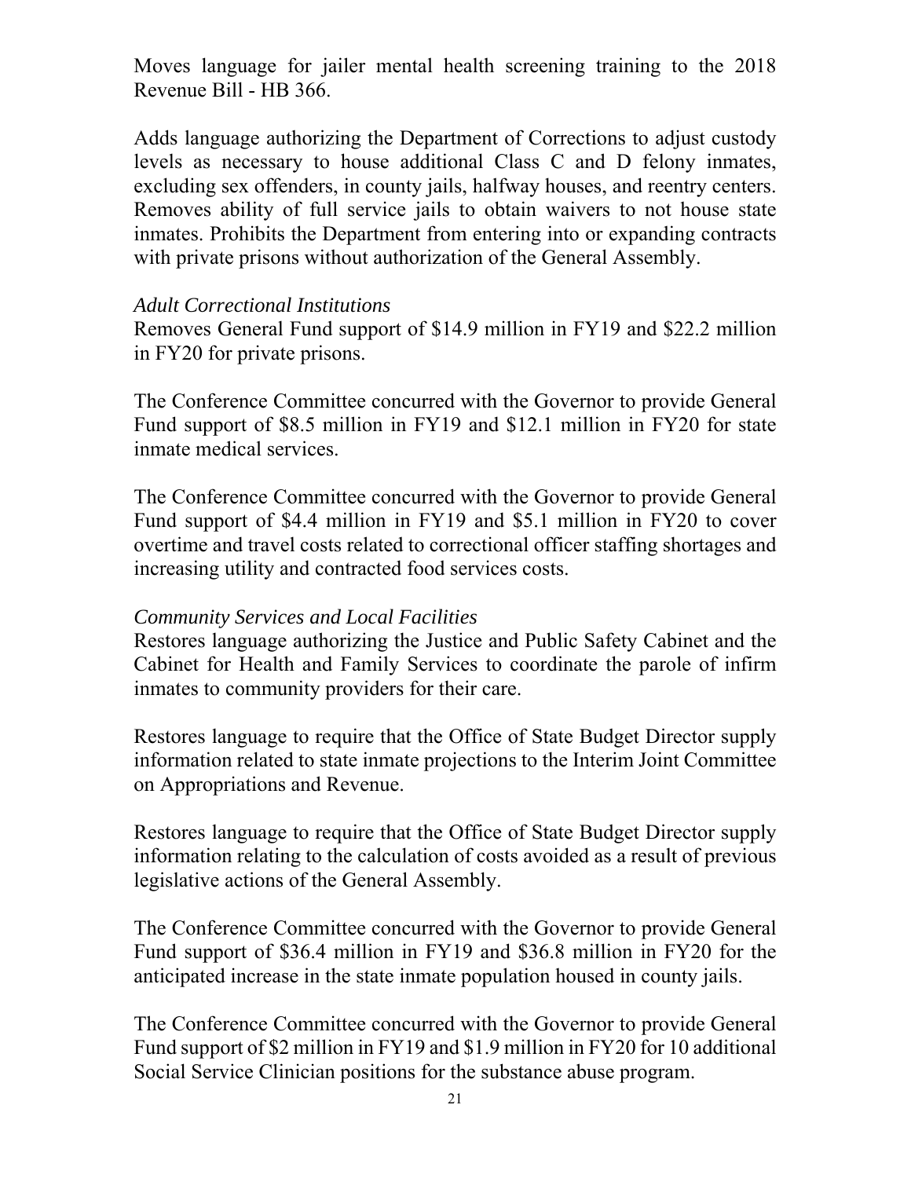Moves language for jailer mental health screening training to the 2018 Revenue Bill - HB 366.

Adds language authorizing the Department of Corrections to adjust custody levels as necessary to house additional Class C and D felony inmates, excluding sex offenders, in county jails, halfway houses, and reentry centers. Removes ability of full service jails to obtain waivers to not house state inmates. Prohibits the Department from entering into or expanding contracts with private prisons without authorization of the General Assembly.

*Adult Correctional Institutions*

Removes General Fund support of $14.9 million in FY19 and $22.2 million in FY20 for private prisons.

The Conference Committee concurred with the Governor to provide General Fund support of $8.5 million in FY19 and $12.1 million in FY20 for state inmate medical services.

The Conference Committee concurred with the Governor to provide General Fund support of $4.4 million in FY19 and $5.1 million in FY20 to cover overtime and travel costs related to correctional officer staffing shortages and increasing utility and contracted food services costs.

*Community Services and Local Facilities*

Restores language authorizing the Justice and Public Safety Cabinet and the Cabinet for Health and Family Services to coordinate the parole of infirm inmates to community providers for their care.

Restores language to require that the Office of State Budget Director supply information related to state inmate projections to the Interim Joint Committee on Appropriations and Revenue.

Restores language to require that the Office of State Budget Director supply information relating to the calculation of costs avoided as a result of previous legislative actions of the General Assembly.

The Conference Committee concurred with the Governor to provide General Fund support of $36.4 million in FY19 and $36.8 million in FY20 for the anticipated increase in the state inmate population housed in county jails.

The Conference Committee concurred with the Governor to provide General Fund support of $2 million in FY19 and $1.9 million in FY20 for 10 additional Social Service Clinician positions for the substance abuse program.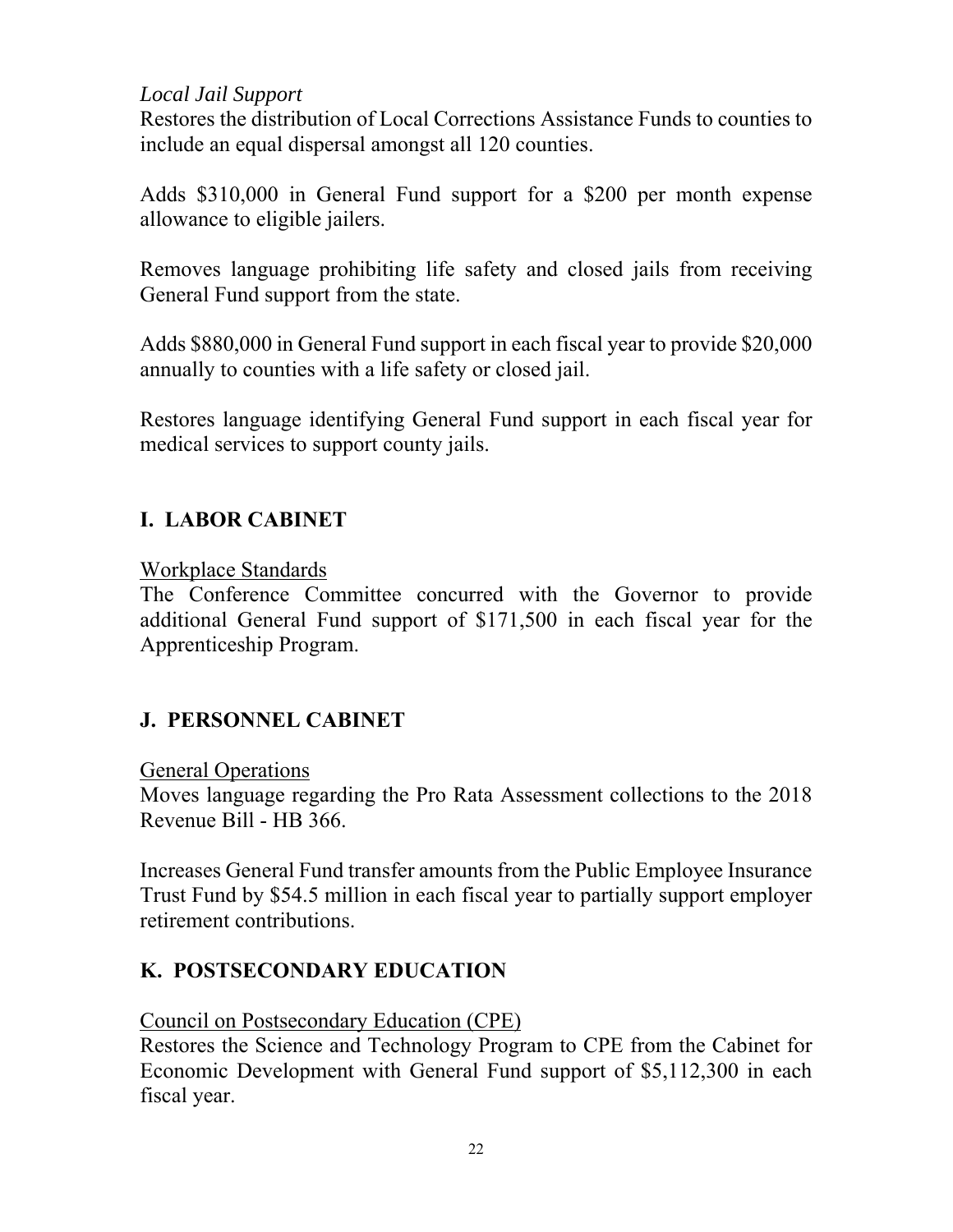*Local Jail Support*

Restores the distribution of Local Corrections Assistance Funds to counties to include an equal dispersal amongst all 120 counties.

Adds $310,000 in General Fund support for a $200 per month expense allowance to eligible jailers.

Removes language prohibiting life safety and closed jails from receiving General Fund support from the state.

Adds $880,000 in General Fund support in each fiscal year to provide $20,000 annually to counties with a life safety or closed jail.

Restores language identifying General Fund support in each fiscal year for medical services to support county jails.

## I. LABOR CABINET

Workplace Standards

The Conference Committee concurred with the Governor to provide additional General Fund support of $171,500 in each fiscal year for the Apprenticeship Program.

## J. PERSONNEL CABINET

General Operations

Moves language regarding the Pro Rata Assessment collections to the 2018 Revenue Bill - HB 366.

Increases General Fund transfer amounts from the Public Employee Insurance Trust Fund by $54.5 million in each fiscal year to partially support employer retirement contributions.

## K. POSTSECONDARY EDUCATION

Council on Postsecondary Education (CPE)

Restores the Science and Technology Program to CPE from the Cabinet for Economic Development with General Fund support of $5,112,300 in each fiscal year.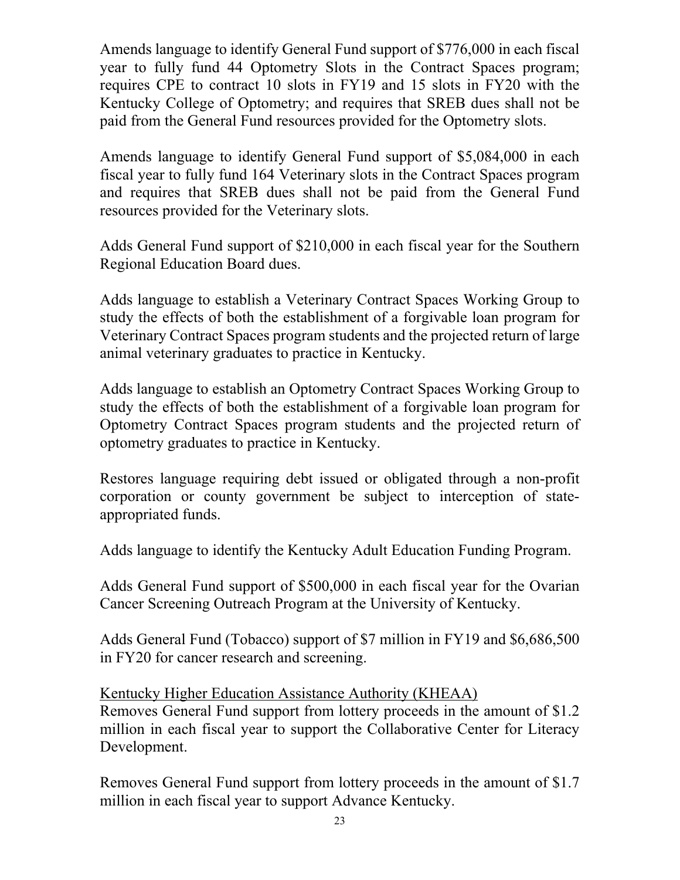Amends language to identify General Fund support of $776,000 in each fiscal year to fully fund 44 Optometry Slots in the Contract Spaces program; requires CPE to contract 10 slots in FY19 and 15 slots in FY20 with the Kentucky College of Optometry; and requires that SREB dues shall not be paid from the General Fund resources provided for the Optometry slots.

Amends language to identify General Fund support of $5,084,000 in each fiscal year to fully fund 164 Veterinary slots in the Contract Spaces program and requires that SREB dues shall not be paid from the General Fund resources provided for the Veterinary slots.

Adds General Fund support of $210,000 in each fiscal year for the Southern Regional Education Board dues.

Adds language to establish a Veterinary Contract Spaces Working Group to study the effects of both the establishment of a forgivable loan program for Veterinary Contract Spaces program students and the projected return of large animal veterinary graduates to practice in Kentucky.

Adds language to establish an Optometry Contract Spaces Working Group to study the effects of both the establishment of a forgivable loan program for Optometry Contract Spaces program students and the projected return of optometry graduates to practice in Kentucky.

Restores language requiring debt issued or obligated through a non-profit corporation or county government be subject to interception of state-appropriated funds.

Adds language to identify the Kentucky Adult Education Funding Program.

Adds General Fund support of $500,000 in each fiscal year for the Ovarian Cancer Screening Outreach Program at the University of Kentucky.

Adds General Fund (Tobacco) support of $7 million in FY19 and $6,686,500 in FY20 for cancer research and screening.

<u>Kentucky Higher Education Assistance Authority (KHEAA)</u>

Removes General Fund support from lottery proceeds in the amount of $1.2 million in each fiscal year to support the Collaborative Center for Literacy Development.

Removes General Fund support from lottery proceeds in the amount of $1.7 million in each fiscal year to support Advance Kentucky.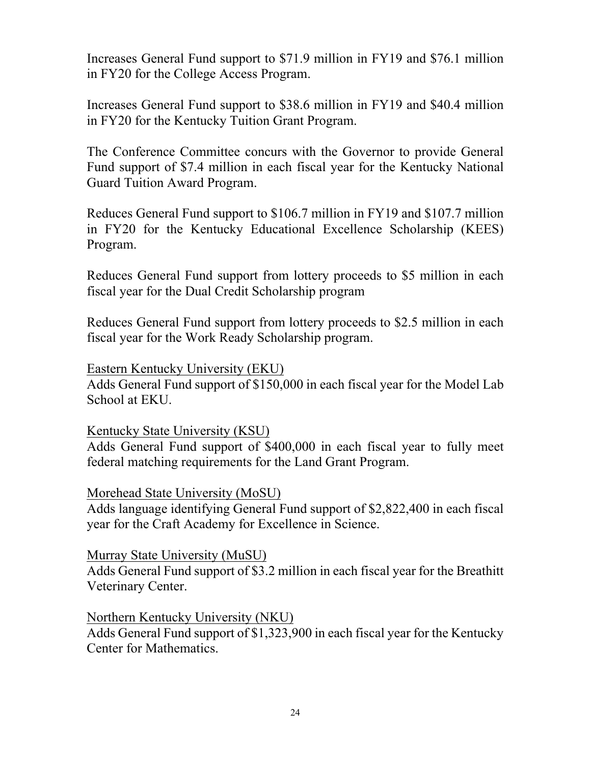Increases General Fund support to $71.9 million in FY19 and $76.1 million in FY20 for the College Access Program.

Increases General Fund support to $38.6 million in FY19 and $40.4 million in FY20 for the Kentucky Tuition Grant Program.

The Conference Committee concurs with the Governor to provide General Fund support of $7.4 million in each fiscal year for the Kentucky National Guard Tuition Award Program.

Reduces General Fund support to $106.7 million in FY19 and $107.7 million in FY20 for the Kentucky Educational Excellence Scholarship (KEES) Program.

Reduces General Fund support from lottery proceeds to $5 million in each fiscal year for the Dual Credit Scholarship program

Reduces General Fund support from lottery proceeds to $2.5 million in each fiscal year for the Work Ready Scholarship program.

<u>Eastern Kentucky University (EKU)</u>
Adds General Fund support of $150,000 in each fiscal year for the Model Lab School at EKU.

<u>Kentucky State University (KSU)</u>
Adds General Fund support of $400,000 in each fiscal year to fully meet federal matching requirements for the Land Grant Program.

<u>Morehead State University (MoSU)</u>
Adds language identifying General Fund support of $2,822,400 in each fiscal year for the Craft Academy for Excellence in Science.

<u>Murray State University (MuSU)</u>
Adds General Fund support of $3.2 million in each fiscal year for the Breathitt Veterinary Center.

<u>Northern Kentucky University (NKU)</u>
Adds General Fund support of $1,323,900 in each fiscal year for the Kentucky Center for Mathematics.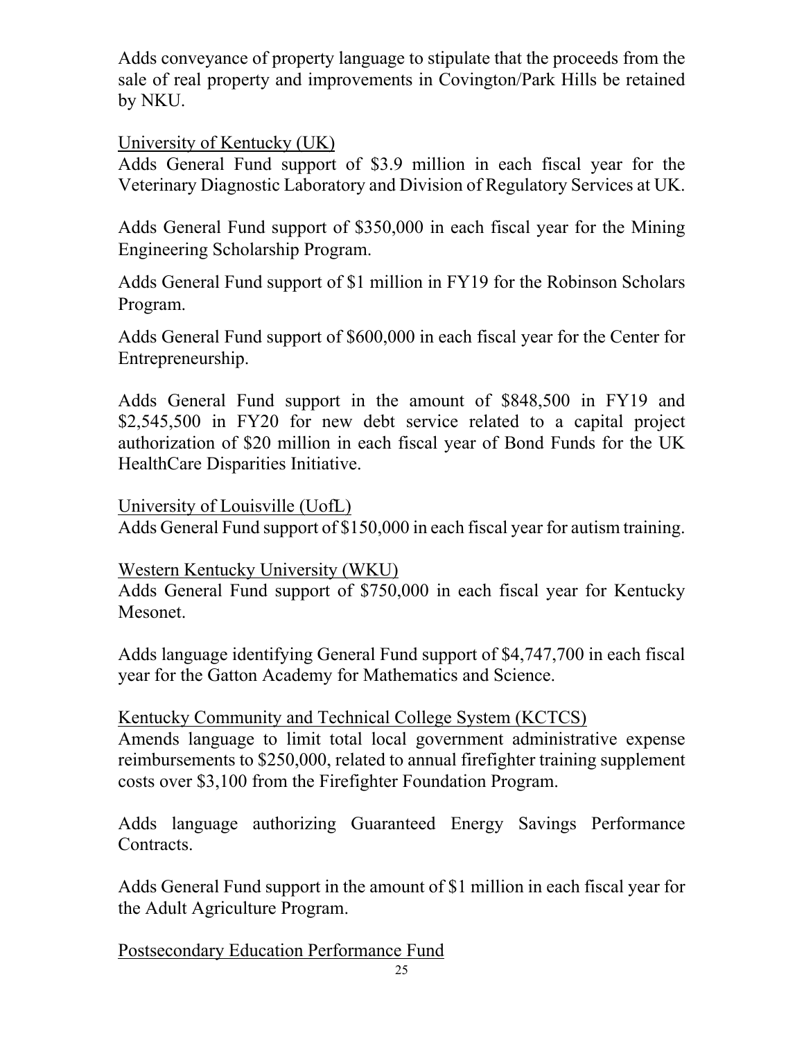Adds conveyance of property language to stipulate that the proceeds from the sale of real property and improvements in Covington/Park Hills be retained by NKU.

<u>University of Kentucky (UK)</u>

Adds General Fund support of $3.9 million in each fiscal year for the Veterinary Diagnostic Laboratory and Division of Regulatory Services at UK.

Adds General Fund support of $350,000 in each fiscal year for the Mining Engineering Scholarship Program.

Adds General Fund support of $1 million in FY19 for the Robinson Scholars Program.

Adds General Fund support of $600,000 in each fiscal year for the Center for Entrepreneurship.

Adds General Fund support in the amount of $848,500 in FY19 and $2,545,500 in FY20 for new debt service related to a capital project authorization of $20 million in each fiscal year of Bond Funds for the UK HealthCare Disparities Initiative.

<u>University of Louisville (UofL)</u>

Adds General Fund support of $150,000 in each fiscal year for autism training.

<u>Western Kentucky University (WKU)</u>

Adds General Fund support of $750,000 in each fiscal year for Kentucky Mesonet.

Adds language identifying General Fund support of $4,747,700 in each fiscal year for the Gatton Academy for Mathematics and Science.

<u>Kentucky Community and Technical College System (KCTCS)</u>

Amends language to limit total local government administrative expense reimbursements to $250,000, related to annual firefighter training supplement costs over $3,100 from the Firefighter Foundation Program.

Adds language authorizing Guaranteed Energy Savings Performance Contracts.

Adds General Fund support in the amount of $1 million in each fiscal year for the Adult Agriculture Program.

<u>Postsecondary Education Performance Fund</u>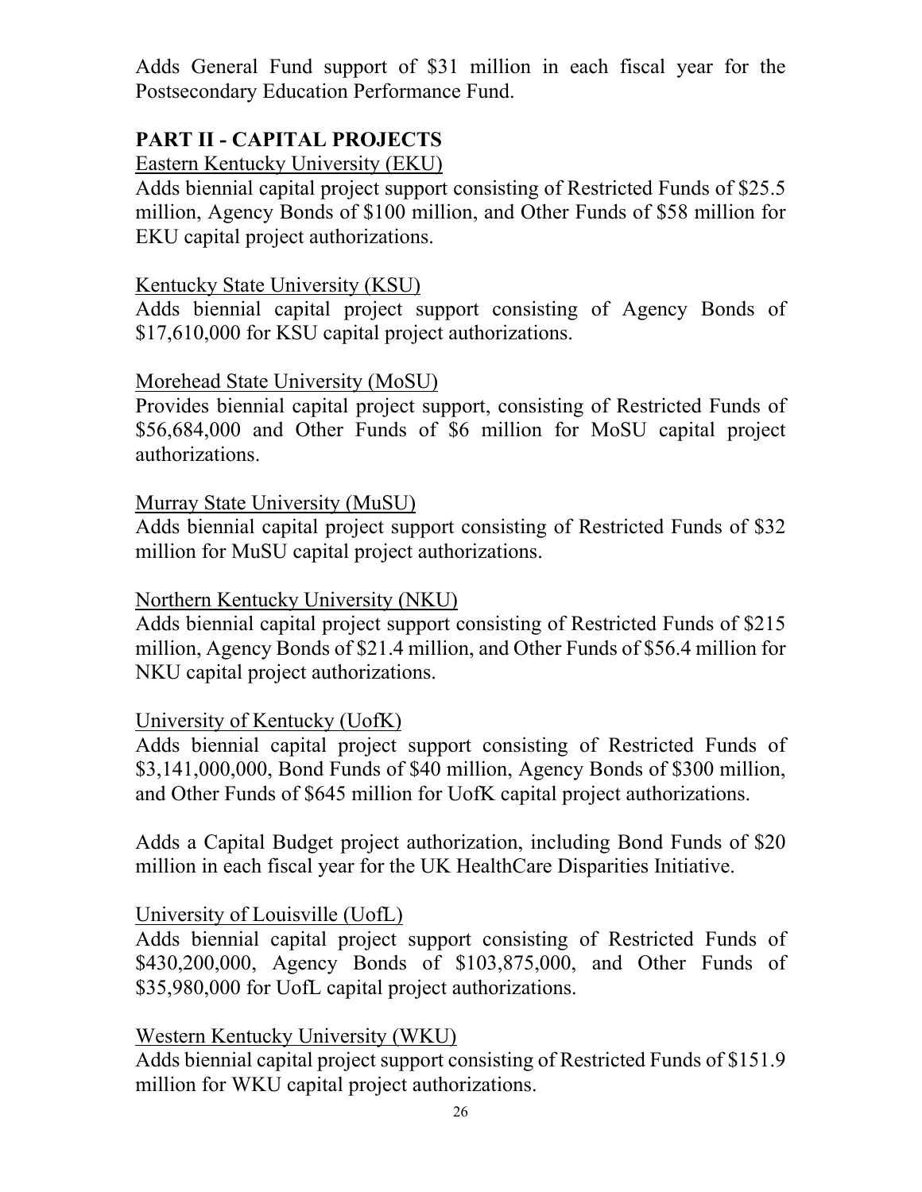Adds General Fund support of $31 million in each fiscal year for the Postsecondary Education Performance Fund.

## PART II - CAPITAL PROJECTS

Eastern Kentucky University (EKU)

Adds biennial capital project support consisting of Restricted Funds of $25.5 million, Agency Bonds of $100 million, and Other Funds of $58 million for EKU capital project authorizations.

Kentucky State University (KSU)

Adds biennial capital project support consisting of Agency Bonds of $17,610,000 for KSU capital project authorizations.

Morehead State University (MoSU)

Provides biennial capital project support, consisting of Restricted Funds of $56,684,000 and Other Funds of $6 million for MoSU capital project authorizations.

Murray State University (MuSU)

Adds biennial capital project support consisting of Restricted Funds of $32 million for MuSU capital project authorizations.

Northern Kentucky University (NKU)

Adds biennial capital project support consisting of Restricted Funds of $215 million, Agency Bonds of $21.4 million, and Other Funds of $56.4 million for NKU capital project authorizations.

University of Kentucky (UofK)

Adds biennial capital project support consisting of Restricted Funds of $3,141,000,000, Bond Funds of $40 million, Agency Bonds of $300 million, and Other Funds of $645 million for UofK capital project authorizations.

Adds a Capital Budget project authorization, including Bond Funds of $20 million in each fiscal year for the UK HealthCare Disparities Initiative.

University of Louisville (UofL)

Adds biennial capital project support consisting of Restricted Funds of $430,200,000, Agency Bonds of $103,875,000, and Other Funds of $35,980,000 for UofL capital project authorizations.

Western Kentucky University (WKU)

Adds biennial capital project support consisting of Restricted Funds of $151.9 million for WKU capital project authorizations.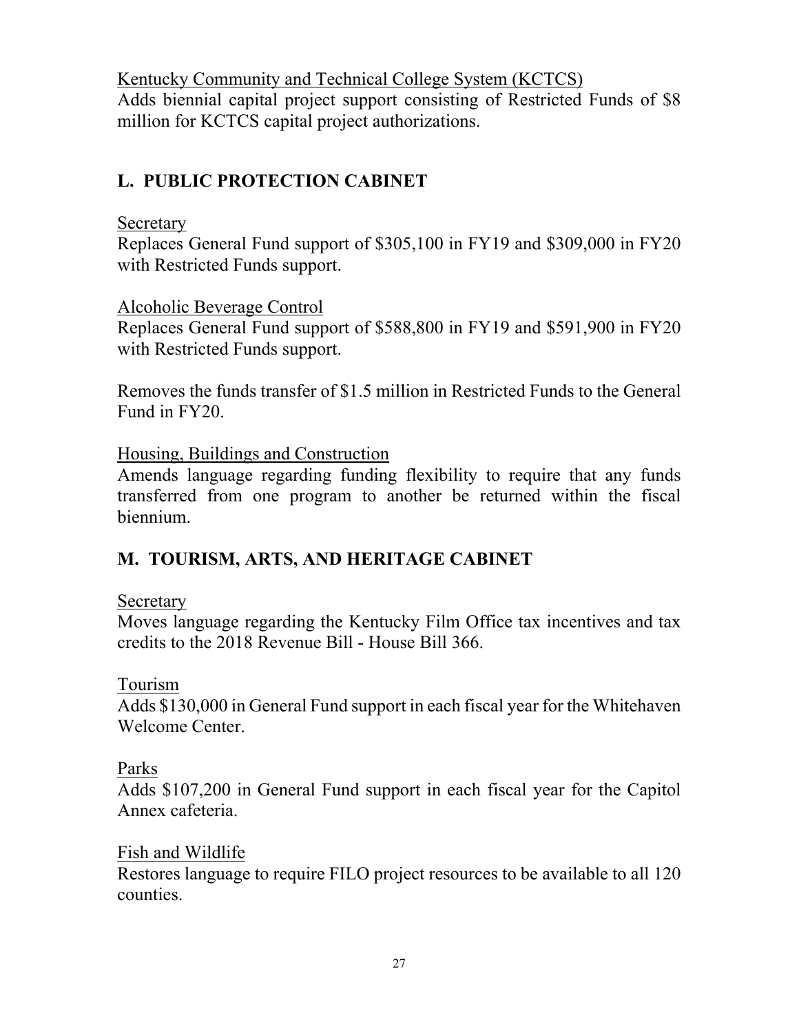Kentucky Community and Technical College System (KCTCS)

Adds biennial capital project support consisting of Restricted Funds of $8 million for KCTCS capital project authorizations.

## L. PUBLIC PROTECTION CABINET

Secretary

Replaces General Fund support of $305,100 in FY19 and $309,000 in FY20 with Restricted Funds support.

Alcoholic Beverage Control

Replaces General Fund support of $588,800 in FY19 and $591,900 in FY20 with Restricted Funds support.

Removes the funds transfer of $1.5 million in Restricted Funds to the General Fund in FY20.

Housing, Buildings and Construction

Amends language regarding funding flexibility to require that any funds transferred from one program to another be returned within the fiscal biennium.

## M. TOURISM, ARTS, AND HERITAGE CABINET

Secretary

Moves language regarding the Kentucky Film Office tax incentives and tax credits to the 2018 Revenue Bill - House Bill 366.

Tourism

Adds $130,000 in General Fund support in each fiscal year for the Whitehaven Welcome Center.

Parks

Adds $107,200 in General Fund support in each fiscal year for the Capitol Annex cafeteria.

Fish and Wildlife

Restores language to require FILO project resources to be available to all 120 counties.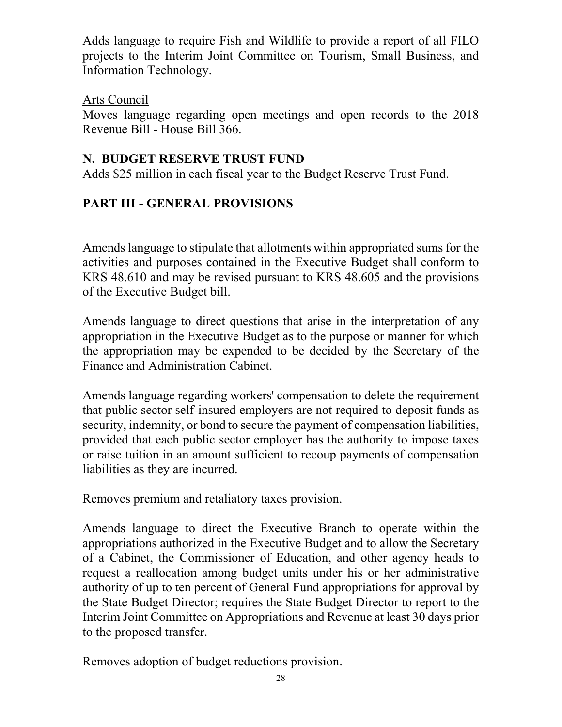Adds language to require Fish and Wildlife to provide a report of all FILO projects to the Interim Joint Committee on Tourism, Small Business, and Information Technology.

<u>Arts Council</u>
Moves language regarding open meetings and open records to the 2018 Revenue Bill - House Bill 366.

## N. BUDGET RESERVE TRUST FUND

Adds $25 million in each fiscal year to the Budget Reserve Trust Fund.

## PART III - GENERAL PROVISIONS

Amends language to stipulate that allotments within appropriated sums for the activities and purposes contained in the Executive Budget shall conform to KRS 48.610 and may be revised pursuant to KRS 48.605 and the provisions of the Executive Budget bill.

Amends language to direct questions that arise in the interpretation of any appropriation in the Executive Budget as to the purpose or manner for which the appropriation may be expended to be decided by the Secretary of the Finance and Administration Cabinet.

Amends language regarding workers' compensation to delete the requirement that public sector self-insured employers are not required to deposit funds as security, indemnity, or bond to secure the payment of compensation liabilities, provided that each public sector employer has the authority to impose taxes or raise tuition in an amount sufficient to recoup payments of compensation liabilities as they are incurred.

Removes premium and retaliatory taxes provision.

Amends language to direct the Executive Branch to operate within the appropriations authorized in the Executive Budget and to allow the Secretary of a Cabinet, the Commissioner of Education, and other agency heads to request a reallocation among budget units under his or her administrative authority of up to ten percent of General Fund appropriations for approval by the State Budget Director; requires the State Budget Director to report to the Interim Joint Committee on Appropriations and Revenue at least 30 days prior to the proposed transfer.

Removes adoption of budget reductions provision.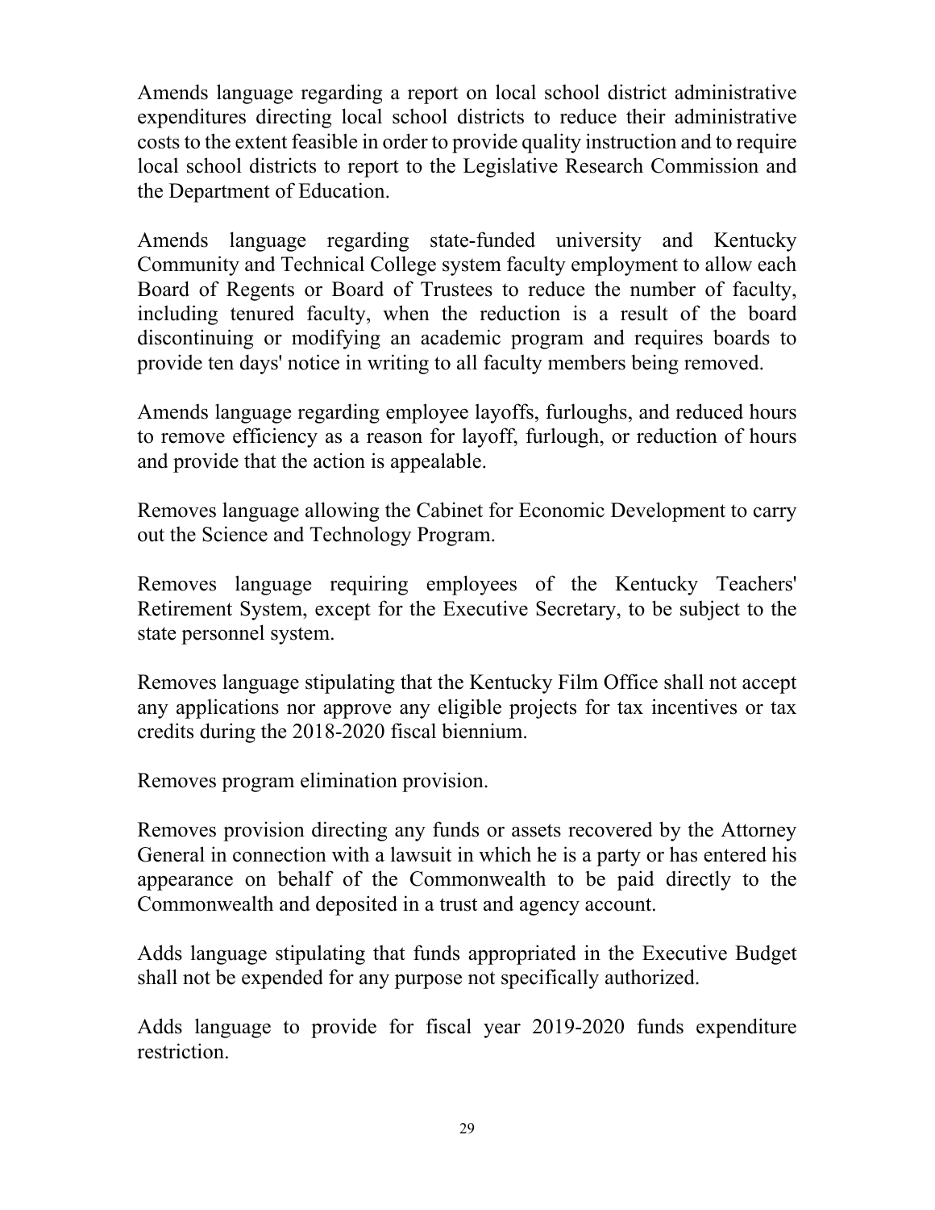Amends language regarding a report on local school district administrative expenditures directing local school districts to reduce their administrative costs to the extent feasible in order to provide quality instruction and to require local school districts to report to the Legislative Research Commission and the Department of Education.

Amends language regarding state-funded university and Kentucky Community and Technical College system faculty employment to allow each Board of Regents or Board of Trustees to reduce the number of faculty, including tenured faculty, when the reduction is a result of the board discontinuing or modifying an academic program and requires boards to provide ten days' notice in writing to all faculty members being removed.

Amends language regarding employee layoffs, furloughs, and reduced hours to remove efficiency as a reason for layoff, furlough, or reduction of hours and provide that the action is appealable.

Removes language allowing the Cabinet for Economic Development to carry out the Science and Technology Program.

Removes language requiring employees of the Kentucky Teachers' Retirement System, except for the Executive Secretary, to be subject to the state personnel system.

Removes language stipulating that the Kentucky Film Office shall not accept any applications nor approve any eligible projects for tax incentives or tax credits during the 2018-2020 fiscal biennium.

Removes program elimination provision.

Removes provision directing any funds or assets recovered by the Attorney General in connection with a lawsuit in which he is a party or has entered his appearance on behalf of the Commonwealth to be paid directly to the Commonwealth and deposited in a trust and agency account.

Adds language stipulating that funds appropriated in the Executive Budget shall not be expended for any purpose not specifically authorized.

Adds language to provide for fiscal year 2019-2020 funds expenditure restriction.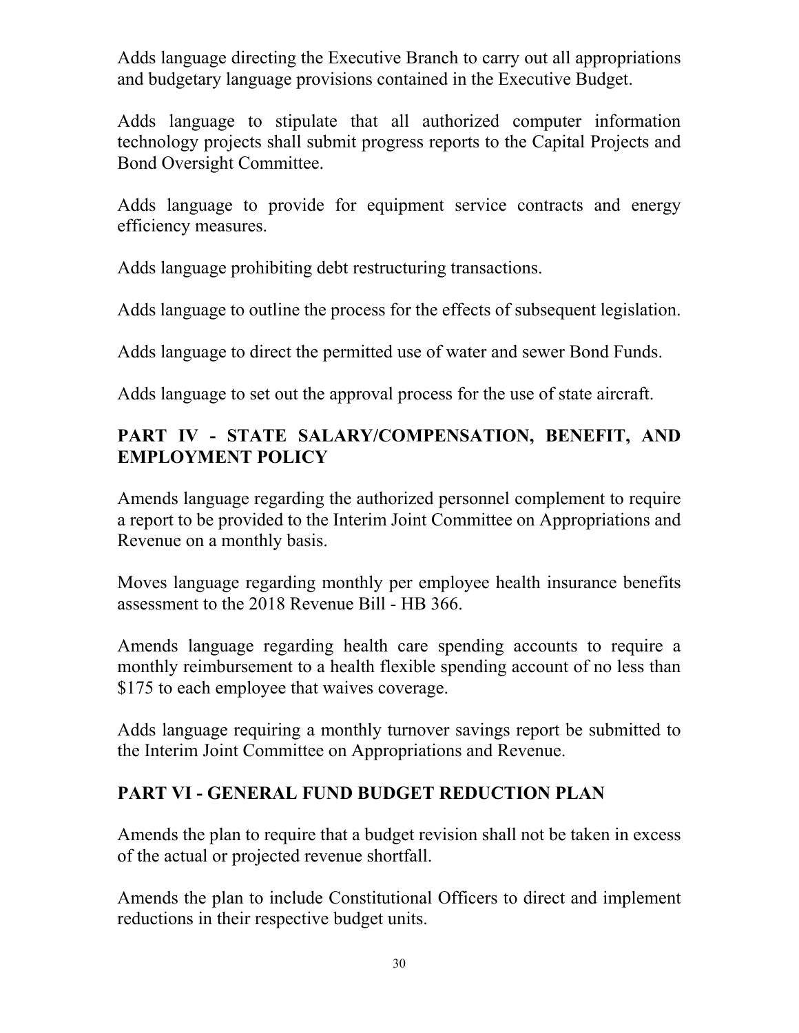Adds language directing the Executive Branch to carry out all appropriations and budgetary language provisions contained in the Executive Budget.

Adds language to stipulate that all authorized computer information technology projects shall submit progress reports to the Capital Projects and Bond Oversight Committee.

Adds language to provide for equipment service contracts and energy efficiency measures.

Adds language prohibiting debt restructuring transactions.

Adds language to outline the process for the effects of subsequent legislation.

Adds language to direct the permitted use of water and sewer Bond Funds.

Adds language to set out the approval process for the use of state aircraft.

## PART IV - STATE SALARY/COMPENSATION, BENEFIT, AND EMPLOYMENT POLICY

Amends language regarding the authorized personnel complement to require a report to be provided to the Interim Joint Committee on Appropriations and Revenue on a monthly basis.

Moves language regarding monthly per employee health insurance benefits assessment to the 2018 Revenue Bill - HB 366.

Amends language regarding health care spending accounts to require a monthly reimbursement to a health flexible spending account of no less than $175 to each employee that waives coverage.

Adds language requiring a monthly turnover savings report be submitted to the Interim Joint Committee on Appropriations and Revenue.

## PART VI - GENERAL FUND BUDGET REDUCTION PLAN

Amends the plan to require that a budget revision shall not be taken in excess of the actual or projected revenue shortfall.

Amends the plan to include Constitutional Officers to direct and implement reductions in their respective budget units.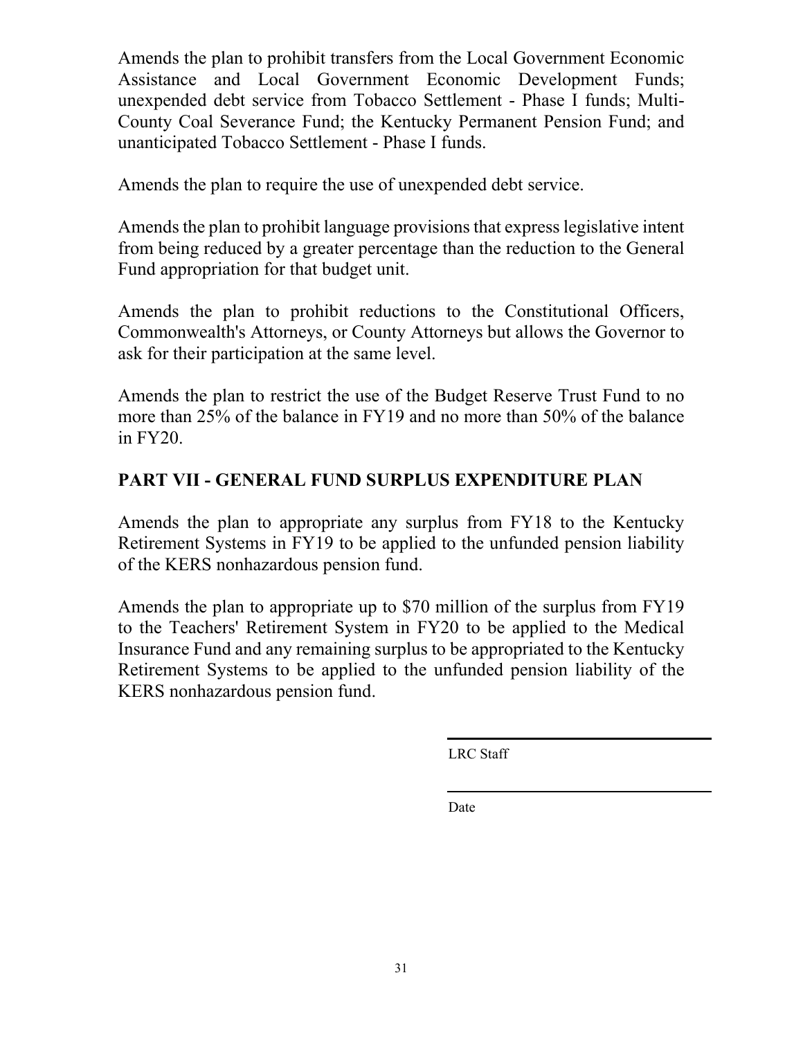Amends the plan to prohibit transfers from the Local Government Economic Assistance and Local Government Economic Development Funds; unexpended debt service from Tobacco Settlement - Phase I funds; Multi-County Coal Severance Fund; the Kentucky Permanent Pension Fund; and unanticipated Tobacco Settlement - Phase I funds.

Amends the plan to require the use of unexpended debt service.

Amends the plan to prohibit language provisions that express legislative intent from being reduced by a greater percentage than the reduction to the General Fund appropriation for that budget unit.

Amends the plan to prohibit reductions to the Constitutional Officers, Commonwealth's Attorneys, or County Attorneys but allows the Governor to ask for their participation at the same level.

Amends the plan to restrict the use of the Budget Reserve Trust Fund to no more than 25% of the balance in FY19 and no more than 50% of the balance in FY20.

## PART VII - GENERAL FUND SURPLUS EXPENDITURE PLAN

Amends the plan to appropriate any surplus from FY18 to the Kentucky Retirement Systems in FY19 to be applied to the unfunded pension liability of the KERS nonhazardous pension fund.

Amends the plan to appropriate up to $70 million of the surplus from FY19 to the Teachers' Retirement System in FY20 to be applied to the Medical Insurance Fund and any remaining surplus to be appropriated to the Kentucky Retirement Systems to be applied to the unfunded pension liability of the KERS nonhazardous pension fund.

LRC Staff

Date